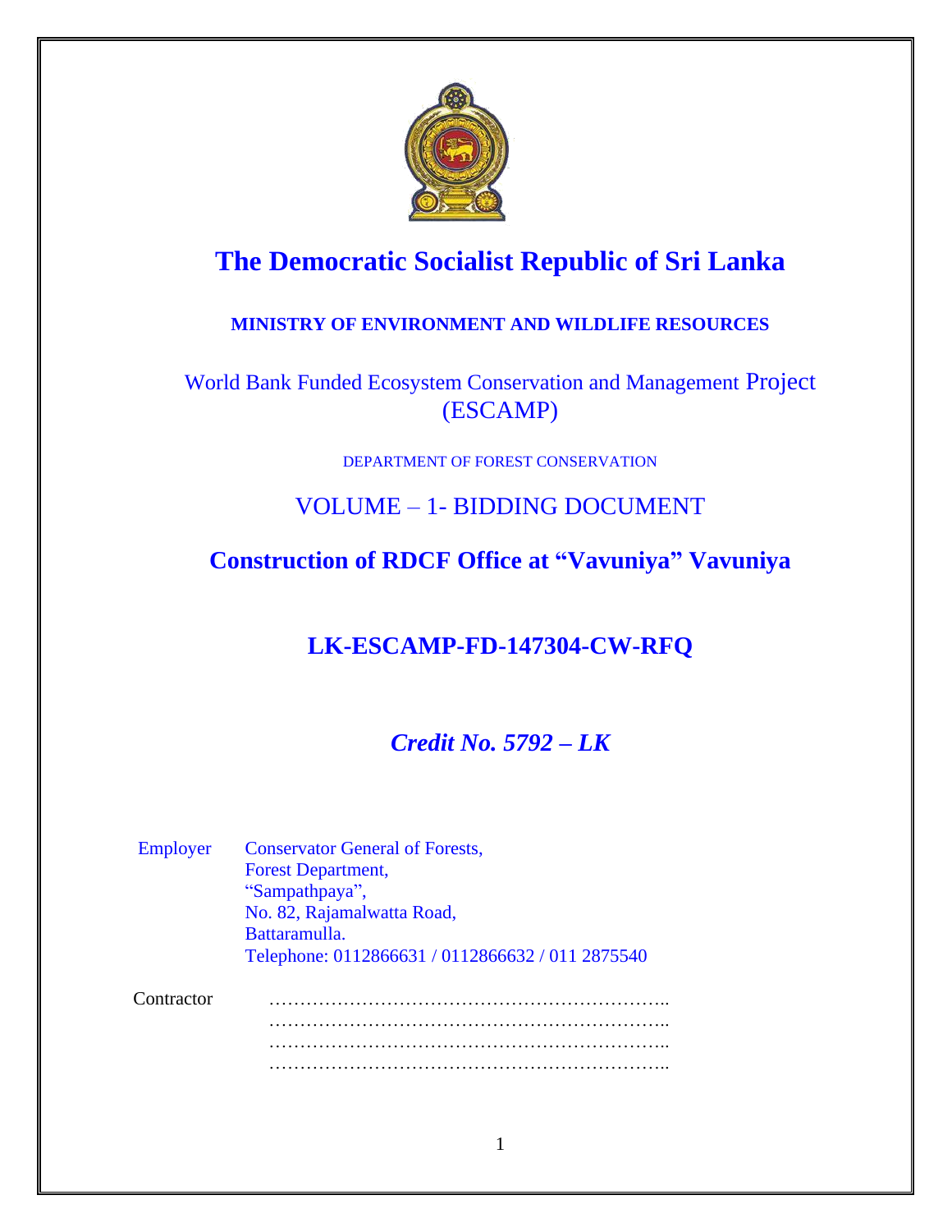# The Democratic Socialist Republic of Sri Lanka

**MINISTRY OF ENVIRONMENT AND WILDLIFE RESOURCES**

World Bank Funded Ecosystem Conservation and Management Project (ESCAMP)

DEPARTMENT OF FOREST CONSERVATION

## VOLUME – 1- BIDDING DOCUMENT

## Construction of RDCF Office at "Vavuniya" Vavuniya

## LK-ESCAMP-FD-147304-CW-RFQ

***Credit No. 5792 – LK***

Employer
Conservator General of Forests,
Forest Department,
"Sampathpaya",
No. 82, Rajamalwatta Road,
Battaramulla.
Telephone: 0112866631 / 0112866632 / 011 2875540

Contractor
………………………………………………………..
………………………………………………………..
………………………………………………………..
………………………………………………………..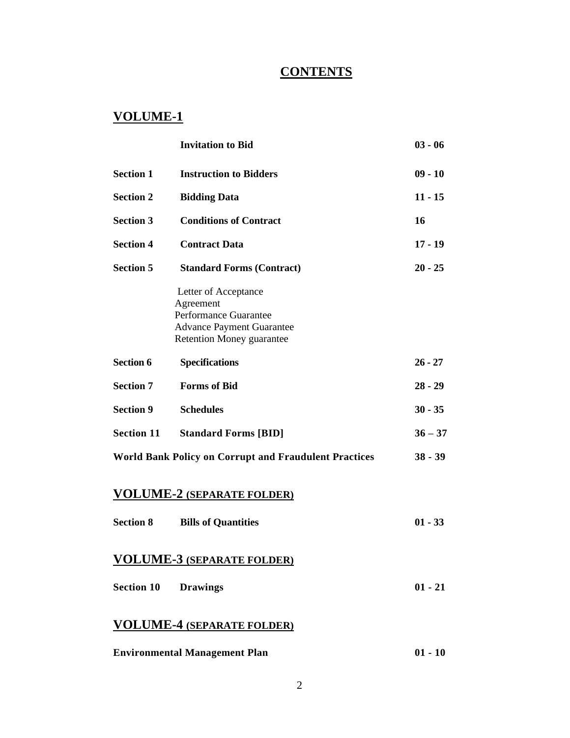# CONTENTS

## VOLUME-1

| | | |
|---|---|---|
| | **Invitation to Bid** | **03 - 06** |
| **Section 1** | **Instruction to Bidders** | **09 - 10** |
| **Section 2** | **Bidding Data** | **11 - 15** |
| **Section 3** | **Conditions of Contract** | **16** |
| **Section 4** | **Contract Data** | **17 - 19** |
| **Section 5** | **Standard Forms (Contract)** | **20 - 25** |
| | Letter of Acceptance<br>Agreement<br>Performance Guarantee<br>Advance Payment Guarantee<br>Retention Money guarantee | |
| **Section 6** | **Specifications** | **26 - 27** |
| **Section 7** | **Forms of Bid** | **28 - 29** |
| **Section 9** | **Schedules** | **30 - 35** |
| **Section 11** | **Standard Forms [BID]** | **36 – 37** |
| **World Bank Policy on Corrupt and Fraudulent Practices** | | **38 - 39** |

## VOLUME-2 (SEPARATE FOLDER)

| | | |
|---|---|---|
| **Section 8** | **Bills of Quantities** | **01 - 33** |

## VOLUME-3 (SEPARATE FOLDER)

| | | |
|---|---|---|
| **Section 10** | **Drawings** | **01 - 21** |

## VOLUME-4 (SEPARATE FOLDER)

| | |
|---|---|
| **Environmental Management Plan** | **01 - 10** |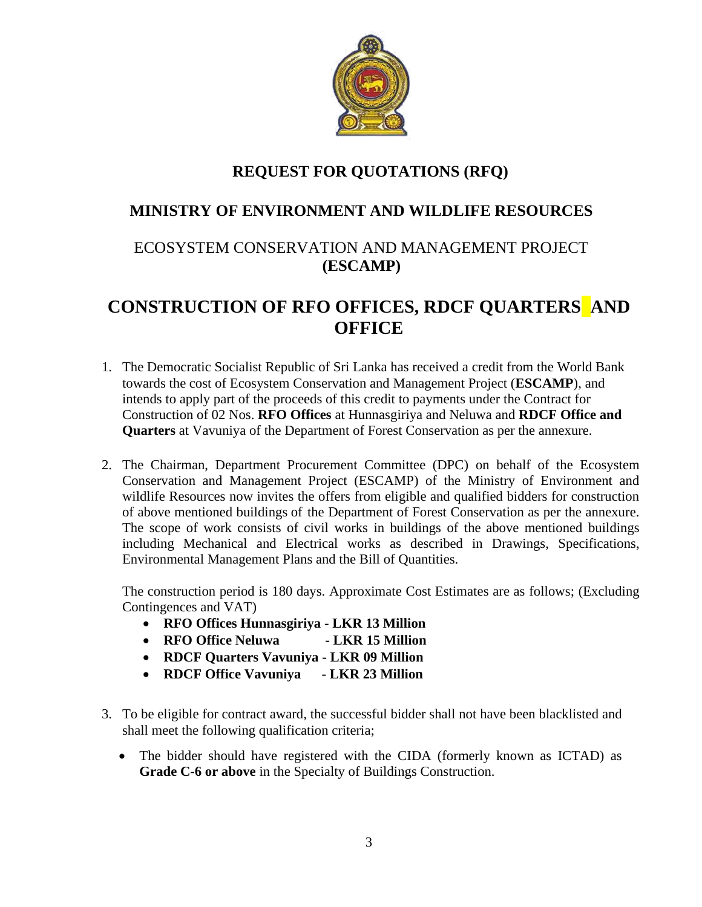# REQUEST FOR QUOTATIONS (RFQ)

## MINISTRY OF ENVIRONMENT AND WILDLIFE RESOURCES

ECOSYSTEM CONSERVATION AND MANAGEMENT PROJECT **(ESCAMP)**

# CONSTRUCTION OF RFO OFFICES, RDCF QUARTERS AND OFFICE

1. The Democratic Socialist Republic of Sri Lanka has received a credit from the World Bank towards the cost of Ecosystem Conservation and Management Project (**ESCAMP**), and intends to apply part of the proceeds of this credit to payments under the Contract for Construction of 02 Nos. **RFO Offices** at Hunnasgiriya and Neluwa and **RDCF Office and Quarters** at Vavuniya of the Department of Forest Conservation as per the annexure.

2. The Chairman, Department Procurement Committee (DPC) on behalf of the Ecosystem Conservation and Management Project (ESCAMP) of the Ministry of Environment and wildlife Resources now invites the offers from eligible and qualified bidders for construction of above mentioned buildings of the Department of Forest Conservation as per the annexure. The scope of work consists of civil works in buildings of the above mentioned buildings including Mechanical and Electrical works as described in Drawings, Specifications, Environmental Management Plans and the Bill of Quantities.

   The construction period is 180 days. Approximate Cost Estimates are as follows; (Excluding Contingences and VAT)

   - **RFO Offices Hunnasgiriya - LKR 13 Million**
   - **RFO Office Neluwa - LKR 15 Million**
   - **RDCF Quarters Vavuniya - LKR 09 Million**
   - **RDCF Office Vavuniya - LKR 23 Million**

3. To be eligible for contract award, the successful bidder shall not have been blacklisted and shall meet the following qualification criteria;

   - The bidder should have registered with the CIDA (formerly known as ICTAD) as **Grade C-6 or above** in the Specialty of Buildings Construction.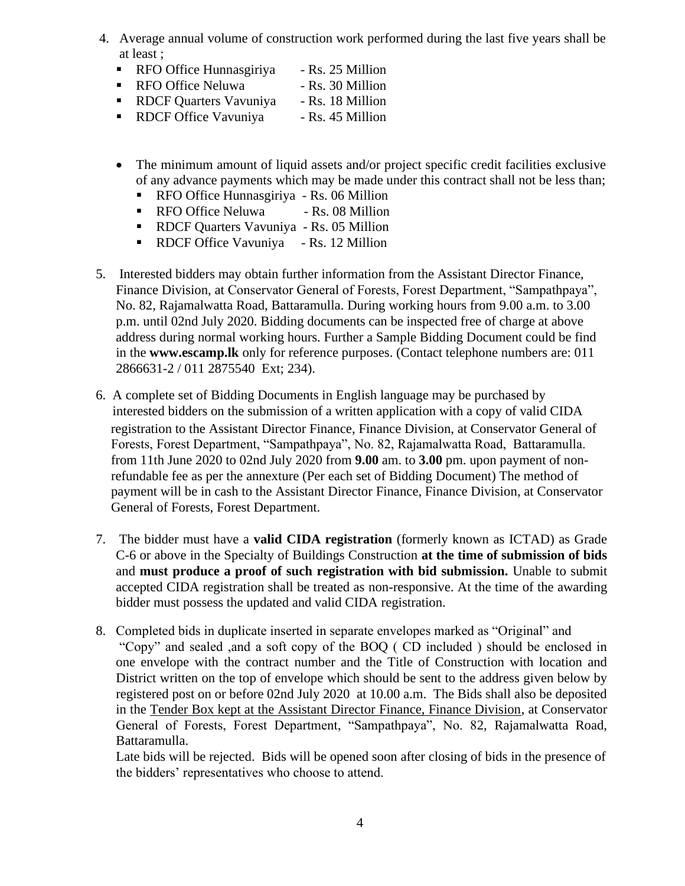4. Average annual volume of construction work performed during the last five years shall be at least ;
   - RFO Office Hunnasgiriya - Rs. 25 Million
   - RFO Office Neluwa - Rs. 30 Million
   - RDCF Quarters Vavuniya - Rs. 18 Million
   - RDCF Office Vavuniya - Rs. 45 Million

   - The minimum amount of liquid assets and/or project specific credit facilities exclusive of any advance payments which may be made under this contract shall not be less than;
     - RFO Office Hunnasgiriya - Rs. 06 Million
     - RFO Office Neluwa - Rs. 08 Million
     - RDCF Quarters Vavuniya - Rs. 05 Million
     - RDCF Office Vavuniya - Rs. 12 Million

5. Interested bidders may obtain further information from the Assistant Director Finance, Finance Division, at Conservator General of Forests, Forest Department, "Sampathpaya", No. 82, Rajamalwatta Road, Battaramulla. During working hours from 9.00 a.m. to 3.00 p.m. until 02nd July 2020. Bidding documents can be inspected free of charge at above address during normal working hours. Further a Sample Bidding Document could be find in the **www.escamp.lk** only for reference purposes. (Contact telephone numbers are: 011 2866631-2 / 011 2875540 Ext; 234).

6. A complete set of Bidding Documents in English language may be purchased by interested bidders on the submission of a written application with a copy of valid CIDA registration to the Assistant Director Finance, Finance Division, at Conservator General of Forests, Forest Department, "Sampathpaya", No. 82, Rajamalwatta Road, Battaramulla. from 11th June 2020 to 02nd July 2020 from **9.00** am. to **3.00** pm. upon payment of non-refundable fee as per the annexture (Per each set of Bidding Document) The method of payment will be in cash to the Assistant Director Finance, Finance Division, at Conservator General of Forests, Forest Department.

7. The bidder must have a **valid CIDA registration** (formerly known as ICTAD) as Grade C-6 or above in the Specialty of Buildings Construction **at the time of submission of bids** and **must produce a proof of such registration with bid submission.** Unable to submit accepted CIDA registration shall be treated as non-responsive. At the time of the awarding bidder must possess the updated and valid CIDA registration.

8. Completed bids in duplicate inserted in separate envelopes marked as "Original" and "Copy" and sealed ,and a soft copy of the BOQ ( CD included ) should be enclosed in one envelope with the contract number and the Title of Construction with location and District written on the top of envelope which should be sent to the address given below by registered post on or before 02nd July 2020 at 10.00 a.m. The Bids shall also be deposited in the Tender Box kept at the Assistant Director Finance, Finance Division, at Conservator General of Forests, Forest Department, "Sampathpaya", No. 82, Rajamalwatta Road, Battaramulla.

   Late bids will be rejected. Bids will be opened soon after closing of bids in the presence of the bidders' representatives who choose to attend.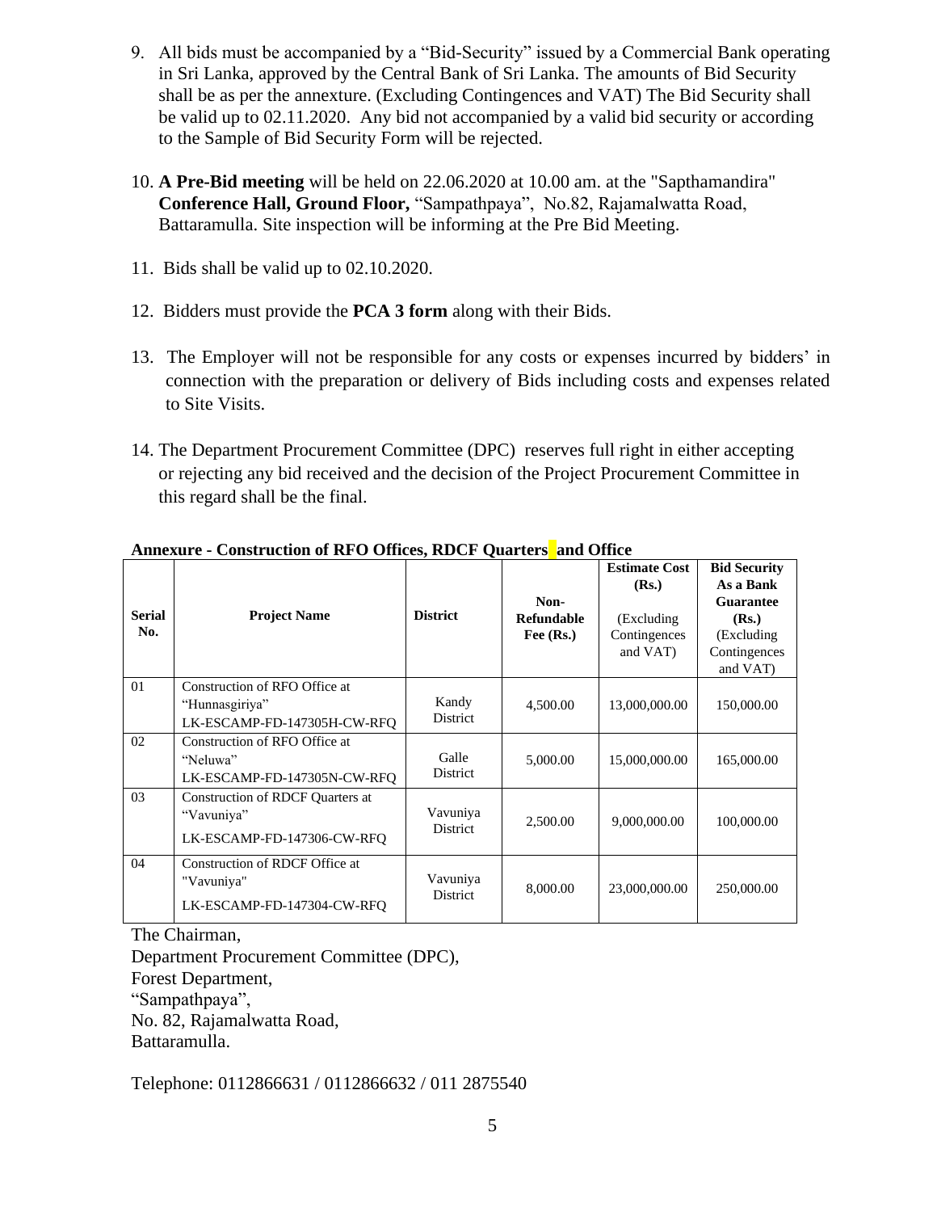9. All bids must be accompanied by a "Bid-Security" issued by a Commercial Bank operating in Sri Lanka, approved by the Central Bank of Sri Lanka. The amounts of Bid Security shall be as per the annexture. (Excluding Contingences and VAT) The Bid Security shall be valid up to 02.11.2020. Any bid not accompanied by a valid bid security or according to the Sample of Bid Security Form will be rejected.

10. **A Pre-Bid meeting** will be held on 22.06.2020 at 10.00 am. at the "Sapthamandira" **Conference Hall, Ground Floor,** "Sampathpaya", No.82, Rajamalwatta Road, Battaramulla. Site inspection will be informing at the Pre Bid Meeting.

11. Bids shall be valid up to 02.10.2020.

12. Bidders must provide the **PCA 3 form** along with their Bids.

13. The Employer will not be responsible for any costs or expenses incurred by bidders' in connection with the preparation or delivery of Bids including costs and expenses related to Site Visits.

14. The Department Procurement Committee (DPC) reserves full right in either accepting or rejecting any bid received and the decision of the Project Procurement Committee in this regard shall be the final.

**Annexure - Construction of RFO Offices, RDCF Quarters and Office**

| Serial No. | Project Name | District | Non-Refundable Fee (Rs.) | Estimate Cost (Rs.) (Excluding Contingences and VAT) | Bid Security As a Bank Guarantee (Rs.) (Excluding Contingences and VAT) |
|---|---|---|---|---|---|
| 01 | Construction of RFO Office at "Hunnasgiriya" LK-ESCAMP-FD-147305H-CW-RFQ | Kandy District | 4,500.00 | 13,000,000.00 | 150,000.00 |
| 02 | Construction of RFO Office at "Neluwa" LK-ESCAMP-FD-147305N-CW-RFQ | Galle District | 5,000.00 | 15,000,000.00 | 165,000.00 |
| 03 | Construction of RDCF Quarters at "Vavuniya" LK-ESCAMP-FD-147306-CW-RFQ | Vavuniya District | 2,500.00 | 9,000,000.00 | 100,000.00 |
| 04 | Construction of RDCF Office at "Vavuniya" LK-ESCAMP-FD-147304-CW-RFQ | Vavuniya District | 8,000.00 | 23,000,000.00 | 250,000.00 |

The Chairman,
Department Procurement Committee (DPC),
Forest Department,
"Sampathpaya",
No. 82, Rajamalwatta Road,
Battaramulla.

Telephone: 0112866631 / 0112866632 / 011 2875540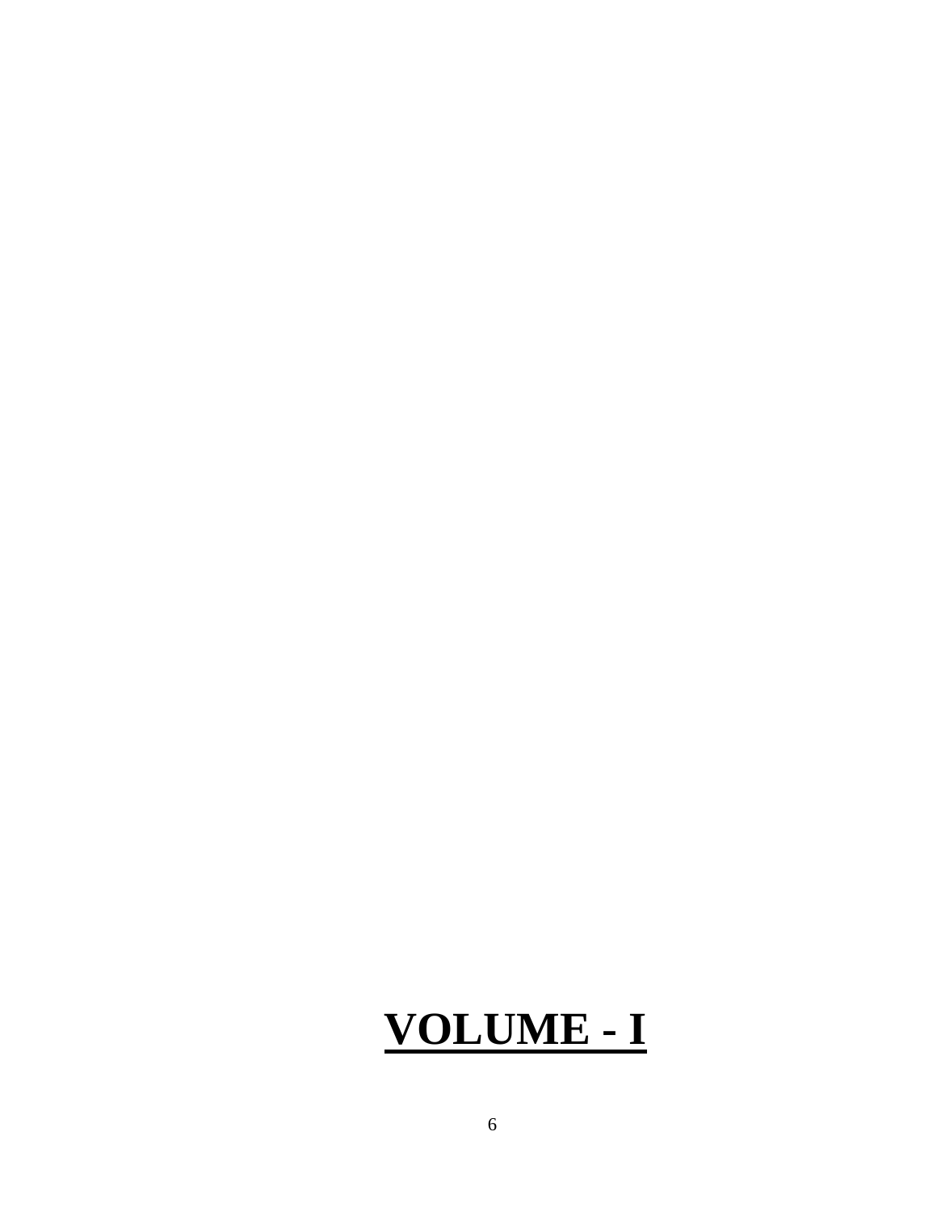# **VOLUME - I**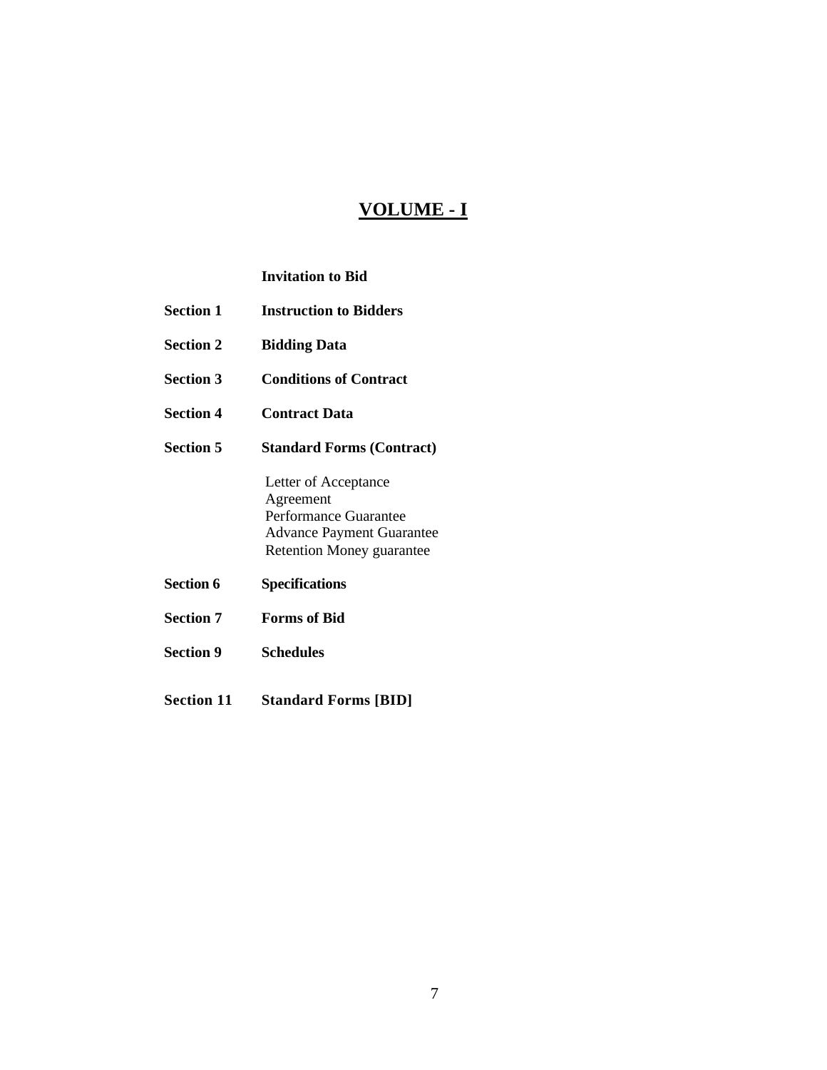# VOLUME - I

| | |
|---|---|
| | **Invitation to Bid** |
| **Section 1** | **Instruction to Bidders** |
| **Section 2** | **Bidding Data** |
| **Section 3** | **Conditions of Contract** |
| **Section 4** | **Contract Data** |
| **Section 5** | **Standard Forms (Contract)** |
| | Letter of Acceptance<br>Agreement<br>Performance Guarantee<br>Advance Payment Guarantee<br>Retention Money guarantee |
| **Section 6** | **Specifications** |
| **Section 7** | **Forms of Bid** |
| **Section 9** | **Schedules** |
| **Section 11** | **Standard Forms [BID]** |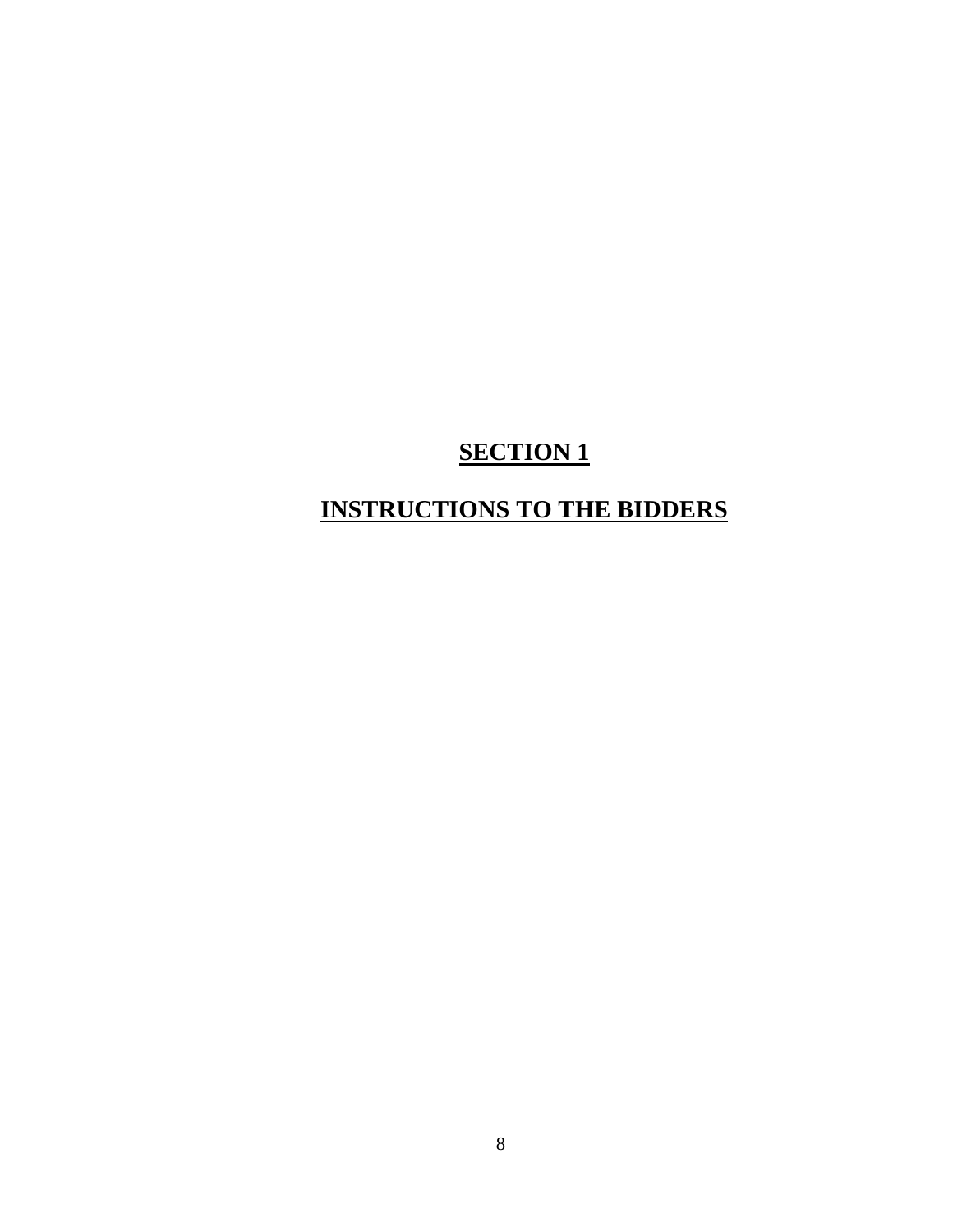# SECTION 1

# INSTRUCTIONS TO THE BIDDERS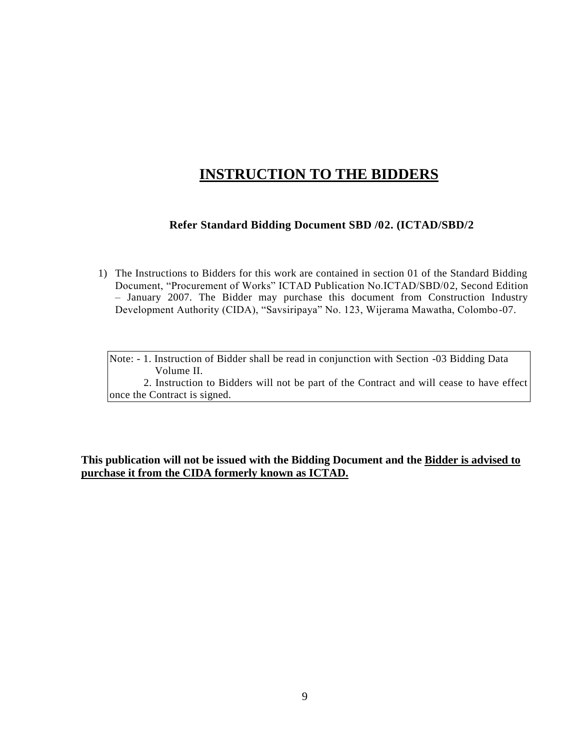# INSTRUCTION TO THE BIDDERS

**Refer Standard Bidding Document SBD /02. (ICTAD/SBD/2**

1) The Instructions to Bidders for this work are contained in section 01 of the Standard Bidding Document, "Procurement of Works" ICTAD Publication No.ICTAD/SBD/02, Second Edition – January 2007. The Bidder may purchase this document from Construction Industry Development Authority (CIDA), "Savsiripaya" No. 123, Wijerama Mawatha, Colombo-07.

| Note: - 1. Instruction of Bidder shall be read in conjunction with Section -03 Bidding Data Volume II.<br>2. Instruction to Bidders will not be part of the Contract and will cease to have effect once the Contract is signed. |
|---|

**This publication will not be issued with the Bidding Document and the <u>Bidder is advised to purchase it from the CIDA formerly known as ICTAD.</u>**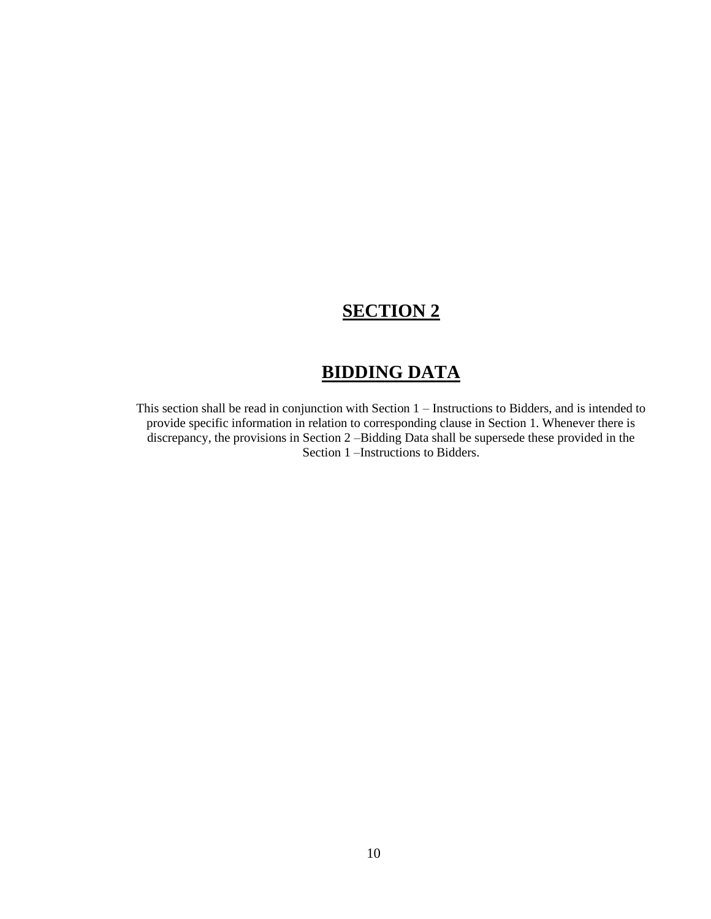# SECTION 2

# BIDDING DATA

This section shall be read in conjunction with Section 1 – Instructions to Bidders, and is intended to provide specific information in relation to corresponding clause in Section 1. Whenever there is discrepancy, the provisions in Section 2 –Bidding Data shall be supersede these provided in the Section 1 –Instructions to Bidders.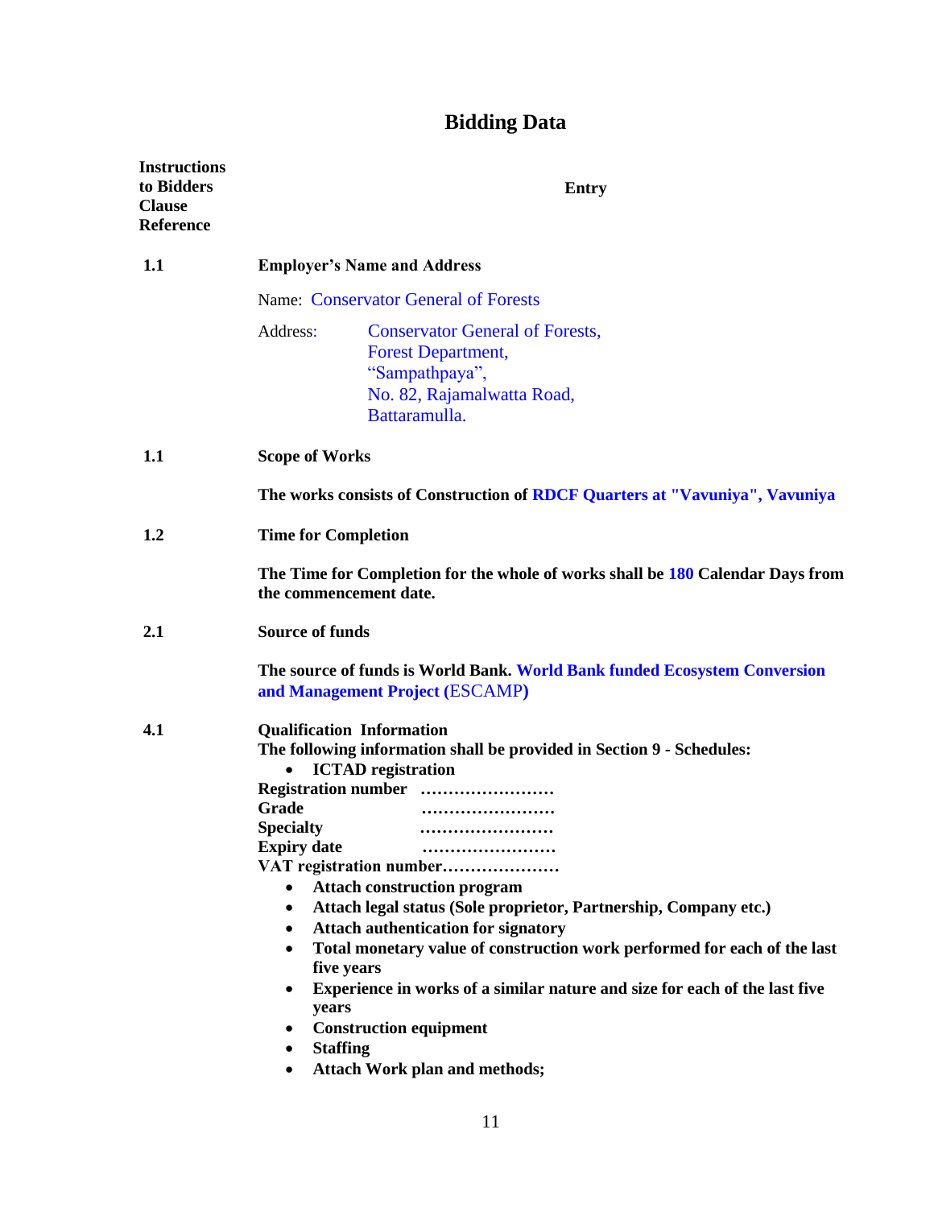# Bidding Data

| Instructions to Bidders Clause Reference | Entry |
|---|---|
| 1.1 | **Employer's Name and Address**<br><br>Name: Conservator General of Forests<br><br>Address: Conservator General of Forests, Forest Department, "Sampathpaya", No. 82, Rajamalwatta Road, Battaramulla. |
| 1.1 | **Scope of Works**<br><br>**The works consists of Construction of RDCF Quarters at "Vavuniya", Vavuniya** |
| 1.2 | **Time for Completion**<br><br>**The Time for Completion for the whole of works shall be 180 Calendar Days from the commencement date.** |
| 2.1 | **Source of funds**<br><br>**The source of funds is World Bank. World Bank funded Ecosystem Conversion and Management Project** (ESCAMP**)** |
| 4.1 | **Qualification Information**<br>**The following information shall be provided in Section 9 - Schedules:**<br>• **ICTAD registration**<br>**Registration number ……………………**<br>**Grade ……………………**<br>**Specialty ……………………**<br>**Expiry date ……………………**<br>**VAT registration number…………………**<br>• **Attach construction program**<br>• **Attach legal status (Sole proprietor, Partnership, Company etc.)**<br>• **Attach authentication for signatory**<br>• **Total monetary value of construction work performed for each of the last five years**<br>• **Experience in works of a similar nature and size for each of the last five years**<br>• **Construction equipment**<br>• **Staffing**<br>• **Attach Work plan and methods;** |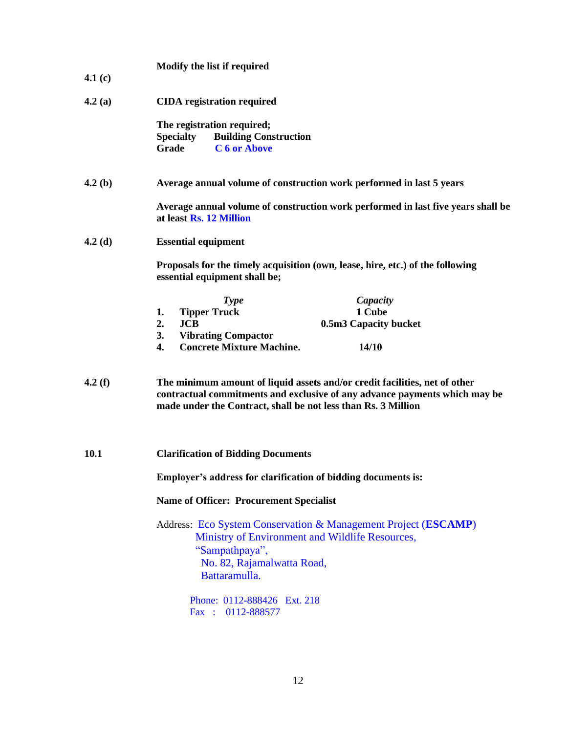**4.1 (c)** **Modify the list if required**

**4.2 (a)** **CIDA registration required**

**The registration required;**
**Specialty Building Construction**
**Grade C 6 or Above**

**4.2 (b)** **Average annual volume of construction work performed in last 5 years**

**Average annual volume of construction work performed in last five years shall be at least Rs. 12 Million**

**4.2 (d)** **Essential equipment**

**Proposals for the timely acquisition (own, lease, hire, etc.) of the following essential equipment shall be;**

| | *Type* | *Capacity* |
|---|---|---|
| **1.** | **Tipper Truck** | **1 Cube** |
| **2.** | **JCB** | **0.5m3 Capacity bucket** |
| **3.** | **Vibrating Compactor** | |
| **4.** | **Concrete Mixture Machine.** | **14/10** |

**4.2 (f)** **The minimum amount of liquid assets and/or credit facilities, net of other contractual commitments and exclusive of any advance payments which may be made under the Contract, shall be not less than Rs. 3 Million**

**10.1** **Clarification of Bidding Documents**

**Employer's address for clarification of bidding documents is:**

**Name of Officer: Procurement Specialist**

Address: Eco System Conservation & Management Project (**ESCAMP**)
Ministry of Environment and Wildlife Resources,
"Sampathpaya",
No. 82, Rajamalwatta Road,
Battaramulla.

Phone: 0112-888426 Ext. 218
Fax : 0112-888577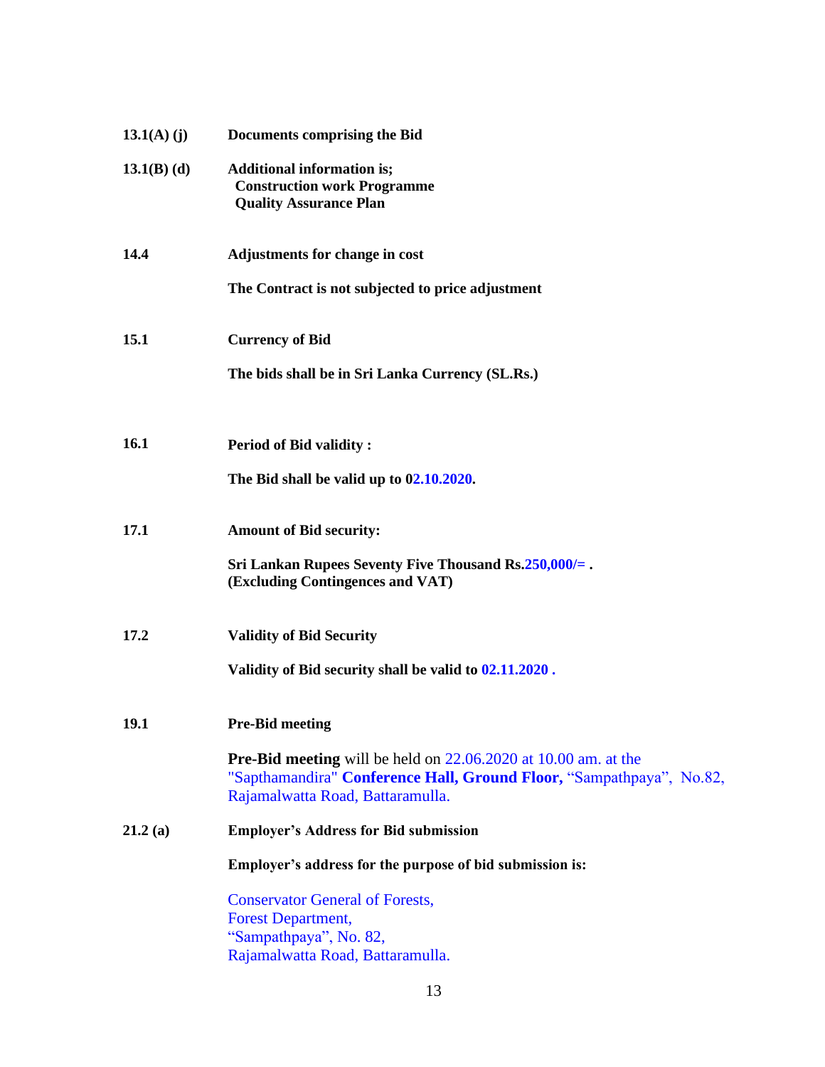| | |
|---|---|
| **13.1(A) (j)** | **Documents comprising the Bid** |
| **13.1(B) (d)** | **Additional information is;**<br>**Construction work Programme**<br>**Quality Assurance Plan** |
| **14.4** | **Adjustments for change in cost**<br><br>**The Contract is not subjected to price adjustment** |
| **15.1** | **Currency of Bid**<br><br>**The bids shall be in Sri Lanka Currency (SL.Rs.)** |
| **16.1** | **Period of Bid validity :**<br><br>**The Bid shall be valid up to 02.10.2020.** |
| **17.1** | **Amount of Bid security:**<br><br>**Sri Lankan Rupees Seventy Five Thousand Rs.250,000/= .**<br>**(Excluding Contingences and VAT)** |
| **17.2** | **Validity of Bid Security**<br><br>**Validity of Bid security shall be valid to 02.11.2020 .** |
| **19.1** | **Pre-Bid meeting**<br><br>**Pre-Bid meeting** will be held on 22.06.2020 at 10.00 am. at the "Sapthamandira" **Conference Hall, Ground Floor,** "Sampathpaya", No.82, Rajamalwatta Road, Battaramulla. |
| **21.2 (a)** | **Employer's Address for Bid submission**<br><br>**Employer's address for the purpose of bid submission is:**<br><br>Conservator General of Forests,<br>Forest Department,<br>"Sampathpaya", No. 82,<br>Rajamalwatta Road, Battaramulla. |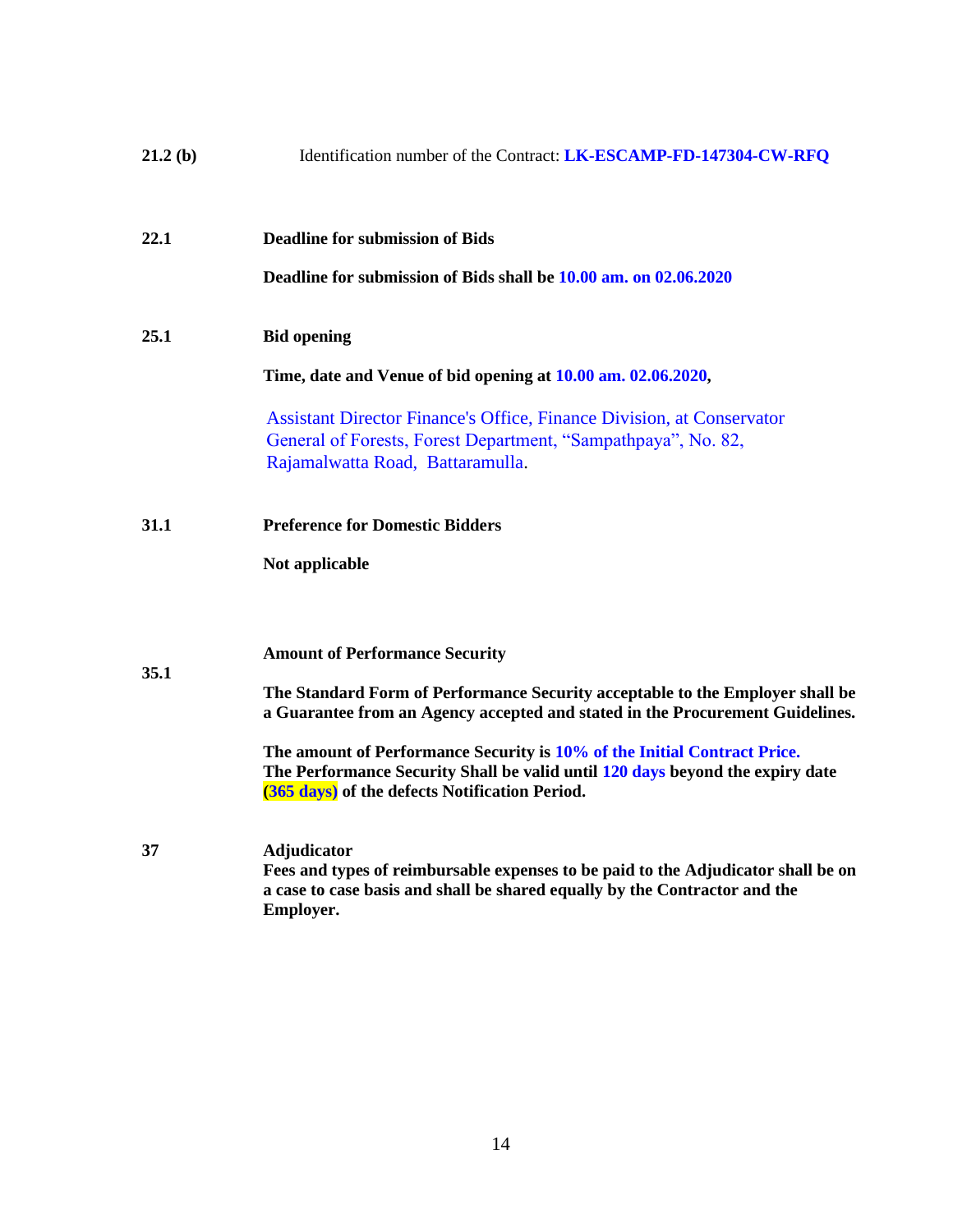**21.2 (b)** Identification number of the Contract: **LK-ESCAMP-FD-147304-CW-RFQ**

**22.1** **Deadline for submission of Bids**

**Deadline for submission of Bids shall be 10.00 am. on 02.06.2020**

**25.1** **Bid opening**

**Time, date and Venue of bid opening at 10.00 am. 02.06.2020,**

Assistant Director Finance's Office, Finance Division, at Conservator General of Forests, Forest Department, "Sampathpaya", No. 82, Rajamalwatta Road, Battaramulla.

**31.1** **Preference for Domestic Bidders**

**Not applicable**

**35.1** **Amount of Performance Security**

**The Standard Form of Performance Security acceptable to the Employer shall be a Guarantee from an Agency accepted and stated in the Procurement Guidelines.**

**The amount of Performance Security is 10% of the Initial Contract Price. The Performance Security Shall be valid until 120 days beyond the expiry date (365 days) of the defects Notification Period.**

**37** **Adjudicator**

**Fees and types of reimbursable expenses to be paid to the Adjudicator shall be on a case to case basis and shall be shared equally by the Contractor and the Employer.**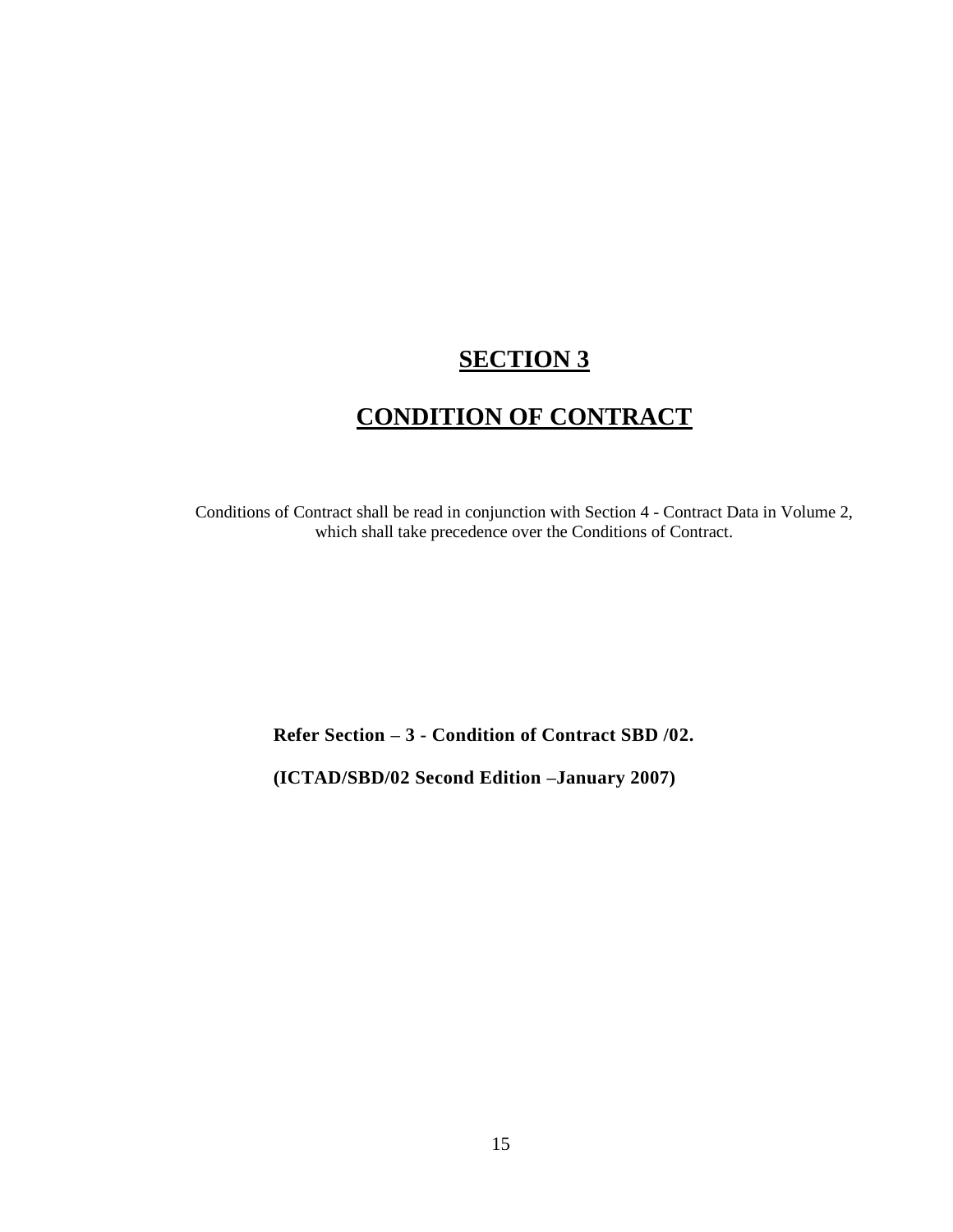# SECTION 3

# CONDITION OF CONTRACT

Conditions of Contract shall be read in conjunction with Section 4 - Contract Data in Volume 2, which shall take precedence over the Conditions of Contract.

**Refer Section – 3 - Condition of Contract SBD /02.**

**(ICTAD/SBD/02 Second Edition –January 2007)**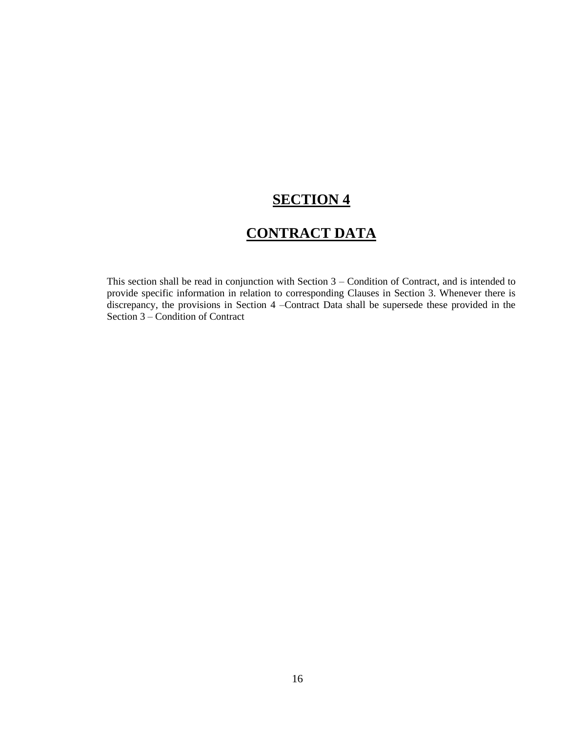# SECTION 4

# CONTRACT DATA

This section shall be read in conjunction with Section 3 – Condition of Contract, and is intended to provide specific information in relation to corresponding Clauses in Section 3. Whenever there is discrepancy, the provisions in Section 4 –Contract Data shall be supersede these provided in the Section 3 – Condition of Contract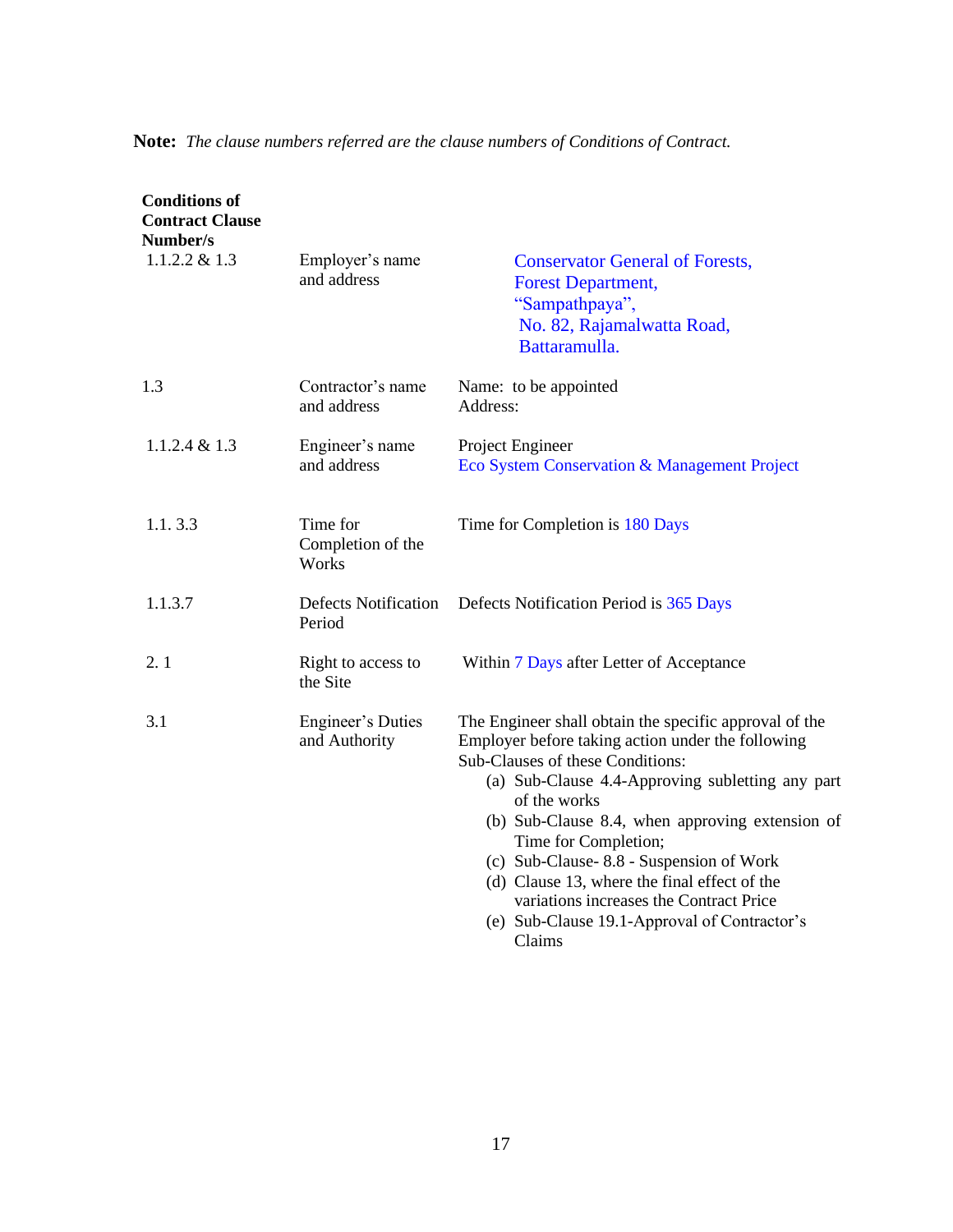**Note:** *The clause numbers referred are the clause numbers of Conditions of Contract.*

| Conditions of Contract Clause Number/s | | |
|---|---|---|
| 1.1.2.2 & 1.3 | Employer's name and address | Conservator General of Forests,<br>Forest Department,<br>"Sampathpaya",<br>No. 82, Rajamalwatta Road,<br>Battaramulla. |
| 1.3 | Contractor's name and address | Name: to be appointed<br>Address: |
| 1.1.2.4 & 1.3 | Engineer's name and address | Project Engineer<br>Eco System Conservation & Management Project |
| 1.1. 3.3 | Time for Completion of the Works | Time for Completion is 180 Days |
| 1.1.3.7 | Defects Notification Period | Defects Notification Period is 365 Days |
| 2. 1 | Right to access to the Site | Within 7 Days after Letter of Acceptance |
| 3.1 | Engineer's Duties and Authority | The Engineer shall obtain the specific approval of the Employer before taking action under the following Sub-Clauses of these Conditions:<br>(a) Sub-Clause 4.4-Approving subletting any part of the works<br>(b) Sub-Clause 8.4, when approving extension of Time for Completion;<br>(c) Sub-Clause- 8.8 - Suspension of Work<br>(d) Clause 13, where the final effect of the variations increases the Contract Price<br>(e) Sub-Clause 19.1-Approval of Contractor's Claims |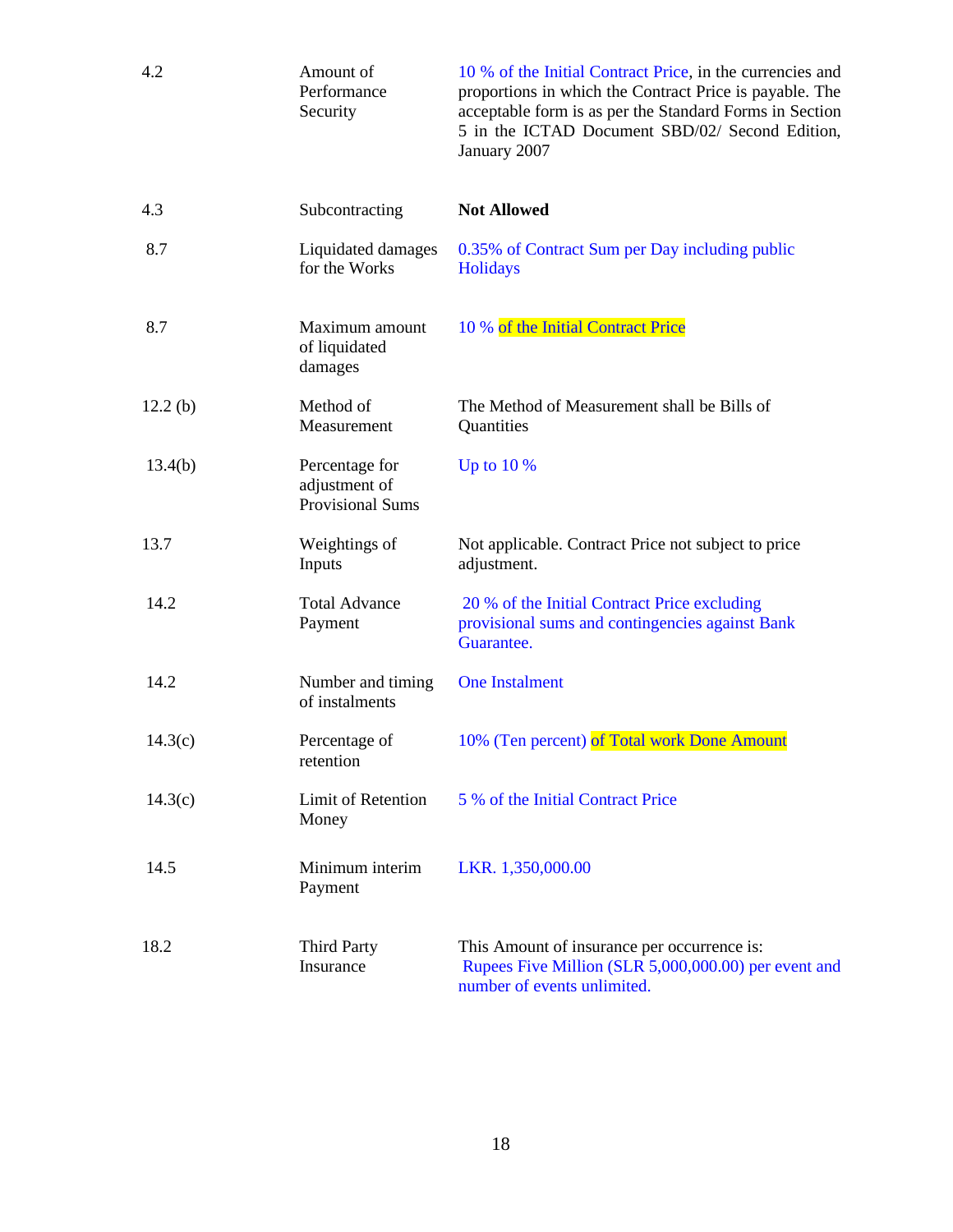| | | |
|---|---|---|
| 4.2 | Amount of Performance Security | 10 % of the Initial Contract Price, in the currencies and proportions in which the Contract Price is payable. The acceptable form is as per the Standard Forms in Section 5 in the ICTAD Document SBD/02/ Second Edition, January 2007 |
| 4.3 | Subcontracting | **Not Allowed** |
| 8.7 | Liquidated damages for the Works | 0.35% of Contract Sum per Day including public Holidays |
| 8.7 | Maximum amount of liquidated damages | 10 % of the Initial Contract Price |
| 12.2 (b) | Method of Measurement | The Method of Measurement shall be Bills of Quantities |
| 13.4(b) | Percentage for adjustment of Provisional Sums | Up to 10 % |
| 13.7 | Weightings of Inputs | Not applicable. Contract Price not subject to price adjustment. |
| 14.2 | Total Advance Payment | 20 % of the Initial Contract Price excluding provisional sums and contingencies against Bank Guarantee. |
| 14.2 | Number and timing of instalments | One Instalment |
| 14.3(c) | Percentage of retention | 10% (Ten percent) of Total work Done Amount |
| 14.3(c) | Limit of Retention Money | 5 % of the Initial Contract Price |
| 14.5 | Minimum interim Payment | LKR. 1,350,000.00 |
| 18.2 | Third Party Insurance | This Amount of insurance per occurrence is: Rupees Five Million (SLR 5,000,000.00) per event and number of events unlimited. |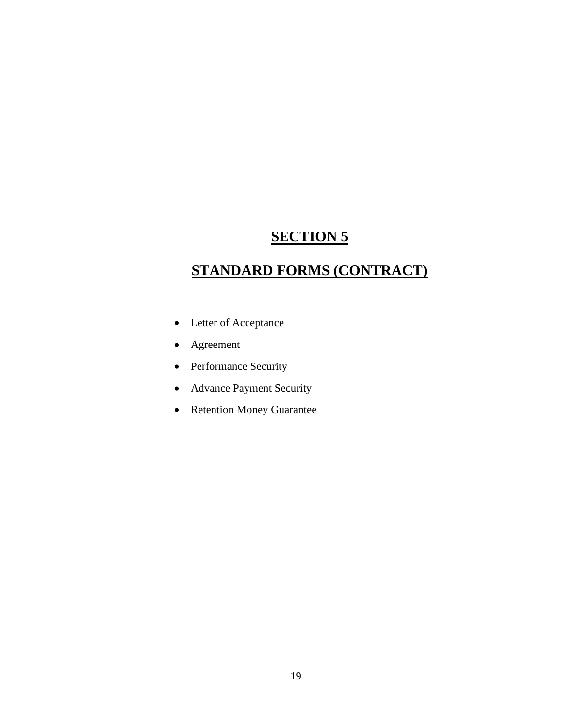# SECTION 5

# STANDARD FORMS (CONTRACT)

- Letter of Acceptance
- Agreement
- Performance Security
- Advance Payment Security
- Retention Money Guarantee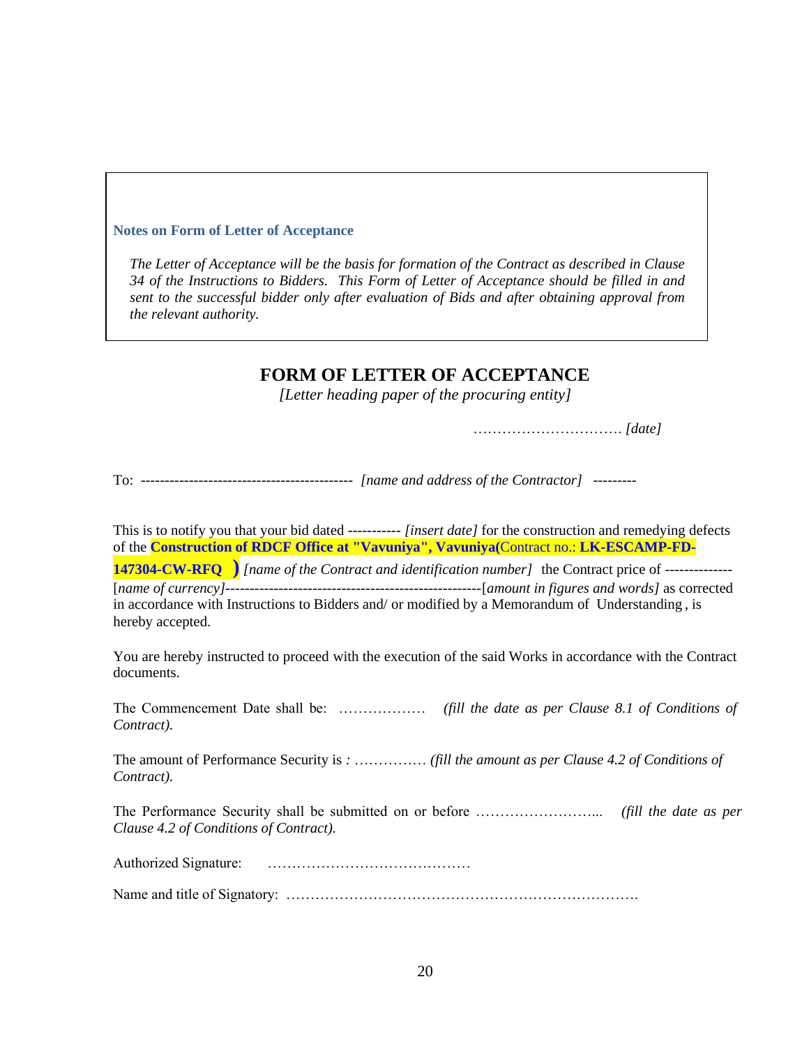**Notes on Form of Letter of Acceptance**

*The Letter of Acceptance will be the basis for formation of the Contract as described in Clause 34 of the Instructions to Bidders. This Form of Letter of Acceptance should be filled in and sent to the successful bidder only after evaluation of Bids and after obtaining approval from the relevant authority.*

# FORM OF LETTER OF ACCEPTANCE

*[Letter heading paper of the procuring entity]*

…………………………. *[date]*

To: -------------------------------------------- *[name and address of the Contractor]* ---------

This is to notify you that your bid dated ----------- *[insert date]* for the construction and remedying defects of the **Construction of RDCF Office at "Vavuniya", Vavuniya(**Contract no.: **LK-ESCAMP-FD-147304-CW-RFQ )** *[name of the Contract and identification number]* the Contract price of ------------- [*name of currency]*----------------------------------------------------[*amount in figures and words]* as corrected in accordance with Instructions to Bidders and/ or modified by a Memorandum of Understanding , is hereby accepted.

You are hereby instructed to proceed with the execution of the said Works in accordance with the Contract documents.

The Commencement Date shall be: ……………… *(fill the date as per Clause 8.1 of Conditions of Contract).*

The amount of Performance Security is *:* …………… *(fill the amount as per Clause 4.2 of Conditions of Contract).*

The Performance Security shall be submitted on or before ……………………... *(fill the date as per Clause 4.2 of Conditions of Contract).*

Authorized Signature: ……………………………………

Name and title of Signatory: ……………………………………………………………….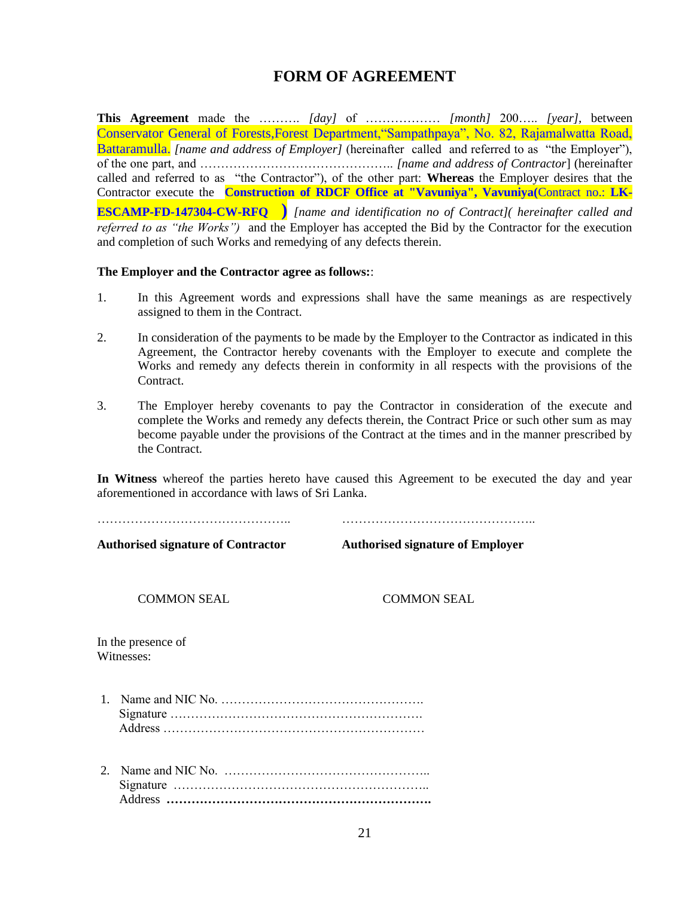# FORM OF AGREEMENT

**This Agreement** made the ………. *[day]* of ……………… *[month]* 200….. *[year]*, between Conservator General of Forests,Forest Department,"Sampathpaya", No. 82, Rajamalwatta Road, Battaramulla. *[name and address of Employer]* (hereinafter called and referred to as "the Employer"), of the one part, and ……………………………………….. *[name and address of Contractor*] (hereinafter called and referred to as "the Contractor"), of the other part: **Whereas** the Employer desires that the Contractor execute the **Construction of RDCF Office at "Vavuniya", Vavuniya(**Contract no.: **LK-ESCAMP-FD-147304-CW-RFQ )** *[name and identification no of Contract]( hereinafter called and referred to as "the Works")* and the Employer has accepted the Bid by the Contractor for the execution and completion of such Works and remedying of any defects therein.

**The Employer and the Contractor agree as follows:**:

1. In this Agreement words and expressions shall have the same meanings as are respectively assigned to them in the Contract.

2. In consideration of the payments to be made by the Employer to the Contractor as indicated in this Agreement, the Contractor hereby covenants with the Employer to execute and complete the Works and remedy any defects therein in conformity in all respects with the provisions of the Contract.

3. The Employer hereby covenants to pay the Contractor in consideration of the execute and complete the Works and remedy any defects therein, the Contract Price or such other sum as may become payable under the provisions of the Contract at the times and in the manner prescribed by the Contract.

**In Witness** whereof the parties hereto have caused this Agreement to be executed the day and year aforementioned in accordance with laws of Sri Lanka.

……………………………………….. ………………………………………..

**Authorised signature of Contractor** **Authorised signature of Employer**

COMMON SEAL COMMON SEAL

In the presence of
Witnesses:

1. Name and NIC No. ………………………………………….
   Signature …………………………………………………….
   Address ………………………………………………………

2. Name and NIC No. …………………………………………..
   Signature ……………………………………………………..
   Address **……………………………………………………….**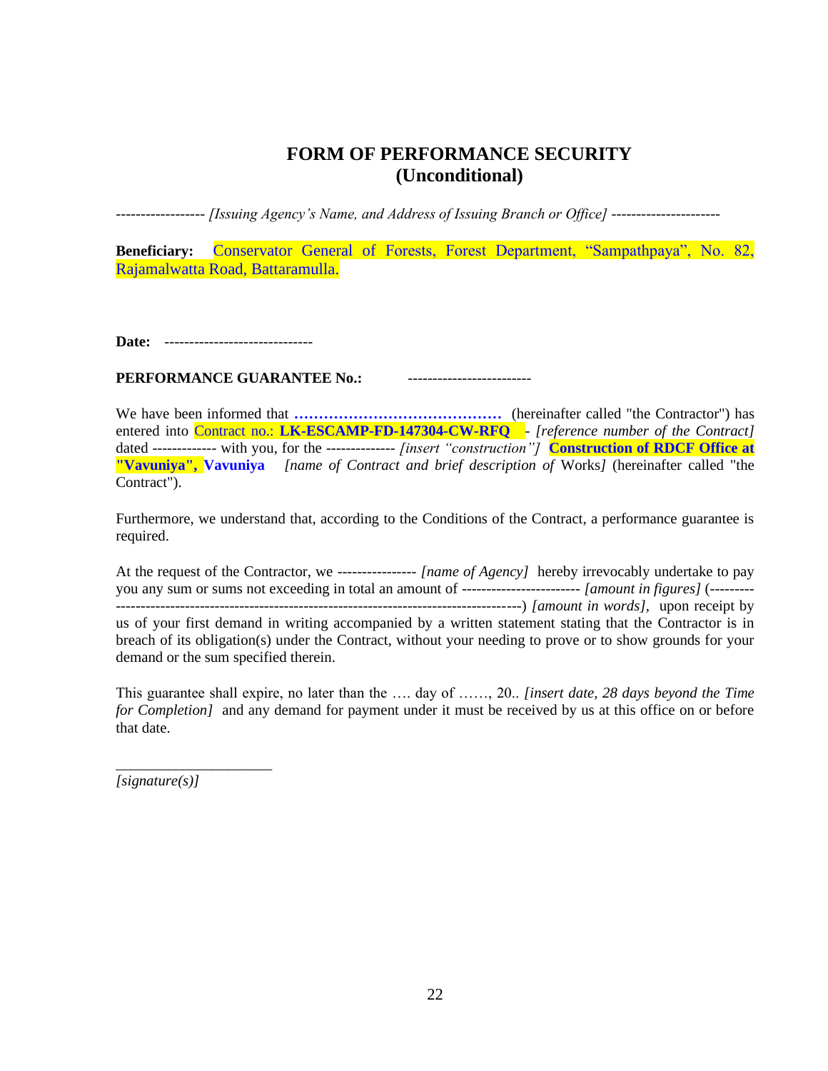# FORM OF PERFORMANCE SECURITY
# (Unconditional)

----------------- *[Issuing Agency's Name, and Address of Issuing Branch or Office]* ---------------------

**Beneficiary:** Conservator General of Forests, Forest Department, "Sampathpaya", No. 82, Rajamalwatta Road, Battaramulla.

**Date:** -----------------------------

**PERFORMANCE GUARANTEE No.:** ------------------------

We have been informed that **……………………………………** (hereinafter called "the Contractor") has entered into Contract no.: **LK-ESCAMP-FD-147304-CW-RFQ** - *[reference number of the Contract]* dated ------------- with you, for the -------------- *[insert "construction"]* **Construction of RDCF Office at "Vavuniya", Vavuniya** *[name of Contract and brief description of* Works*]* (hereinafter called "the Contract").

Furthermore, we understand that, according to the Conditions of the Contract, a performance guarantee is required.

At the request of the Contractor, we ---------------- *[name of Agency]* hereby irrevocably undertake to pay you any sum or sums not exceeding in total an amount of ----------------------- *[amount in figures]* (---------------------------------------------------------------------------------------) *[amount in words],* upon receipt by us of your first demand in writing accompanied by a written statement stating that the Contractor is in breach of its obligation(s) under the Contract, without your needing to prove or to show grounds for your demand or the sum specified therein.

This guarantee shall expire, no later than the …. day of ……, 20.. *[insert date, 28 days beyond the Time for Completion]* and any demand for payment under it must be received by us at this office on or before that date.

_____________________
*[signature(s)]*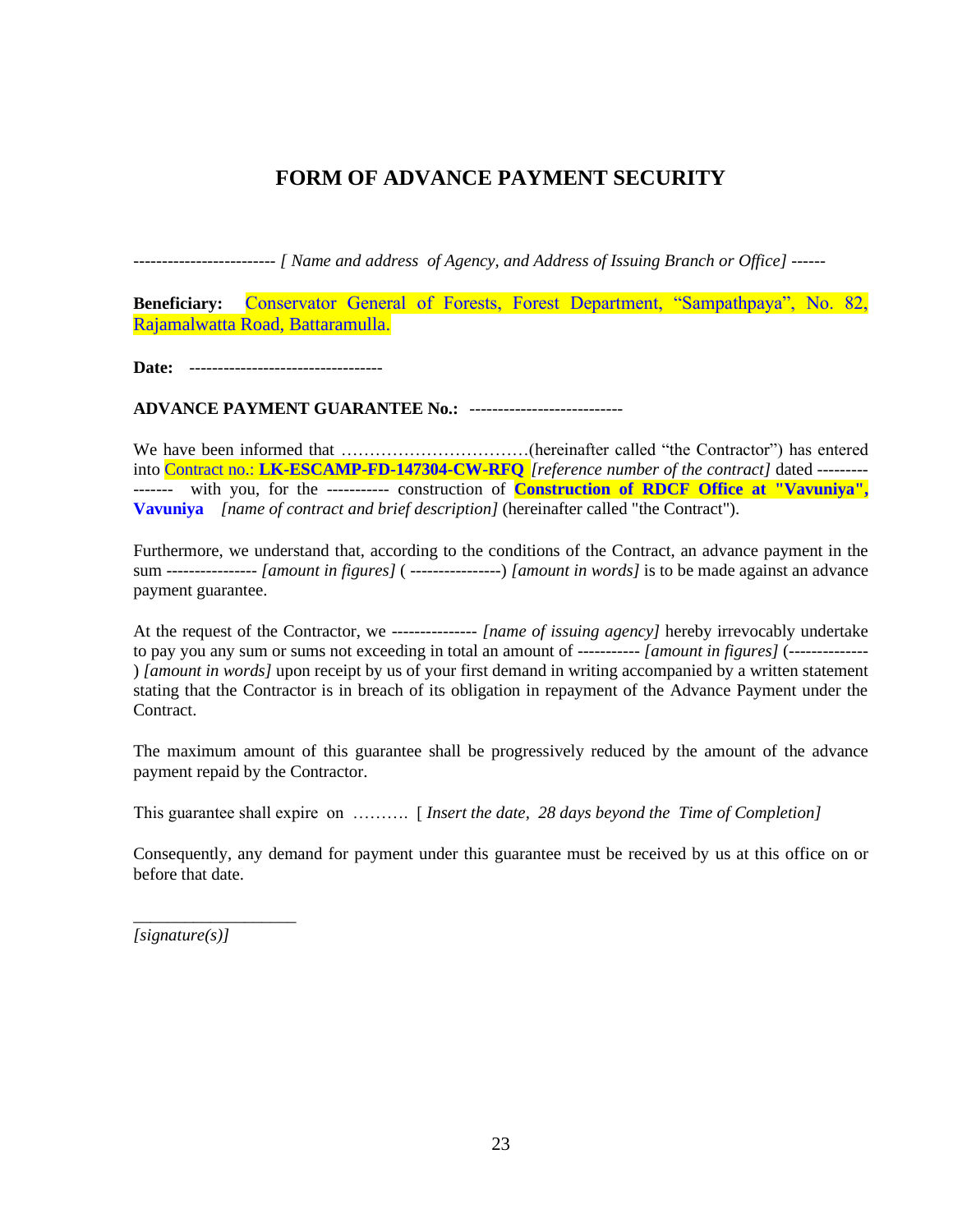# FORM OF ADVANCE PAYMENT SECURITY

------------------------ *[ Name and address of Agency, and Address of Issuing Branch or Office]* ------

**Beneficiary:** Conservator General of Forests, Forest Department, "Sampathpaya", No. 82, Rajamalwatta Road, Battaramulla.

**Date:** ---------------------------------

**ADVANCE PAYMENT GUARANTEE No.:** --------------------------

We have been informed that ……………………………(hereinafter called "the Contractor") has entered into Contract no.: **LK-ESCAMP-FD-147304-CW-RFQ** *[reference number of the contract]* dated ---------------- with you, for the ---------- construction of **Construction of RDCF Office at "Vavuniya", Vavuniya** *[name of contract and brief description]* (hereinafter called "the Contract").

Furthermore, we understand that, according to the conditions of the Contract, an advance payment in the sum --------------- *[amount in figures]* ( ----------------) *[amount in words]* is to be made against an advance payment guarantee.

At the request of the Contractor, we -------------- *[name of issuing agency]* hereby irrevocably undertake to pay you any sum or sums not exceeding in total an amount of ----------- *[amount in figures]* (--------------) *[amount in words]* upon receipt by us of your first demand in writing accompanied by a written statement stating that the Contractor is in breach of its obligation in repayment of the Advance Payment under the Contract.

The maximum amount of this guarantee shall be progressively reduced by the amount of the advance payment repaid by the Contractor.

This guarantee shall expire on ………. [ *Insert the date, 28 days beyond the Time of Completion]*

Consequently, any demand for payment under this guarantee must be received by us at this office on or before that date.

___________________

*[signature(s)]*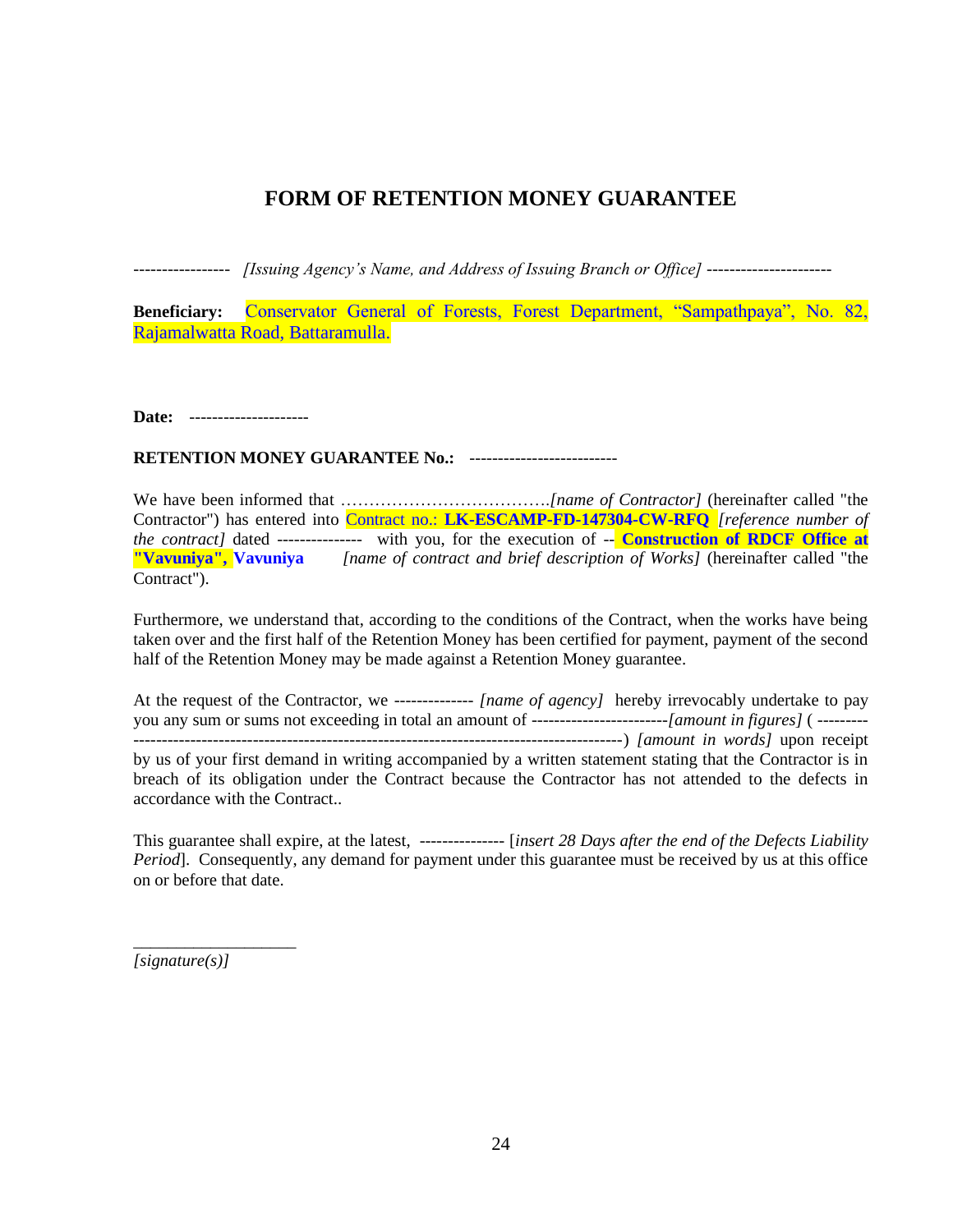# FORM OF RETENTION MONEY GUARANTEE

---------------- *[Issuing Agency's Name, and Address of Issuing Branch or Office]* ---------------------

**Beneficiary:** Conservator General of Forests, Forest Department, "Sampathpaya", No. 82, Rajamalwatta Road, Battaramulla.

**Date:** --------------------

**RETENTION MONEY GUARANTEE No.:** -------------------------

We have been informed that ……………………………….*[name of Contractor]* (hereinafter called "the Contractor") has entered into Contract no.: **LK-ESCAMP-FD-147304-CW-RFQ** *[reference number of the contract]* dated --------------- with you, for the execution of -- **Construction of RDCF Office at "Vavuniya", Vavuniya** *[name of contract and brief description of Works]* (hereinafter called "the Contract").

Furthermore, we understand that, according to the conditions of the Contract, when the works have being taken over and the first half of the Retention Money has been certified for payment, payment of the second half of the Retention Money may be made against a Retention Money guarantee.

At the request of the Contractor, we ------------- *[name of agency]* hereby irrevocably undertake to pay you any sum or sums not exceeding in total an amount of -----------------------*[amount in figures]* ( ---------------------------------------------------------------------------------------------) *[amount in words]* upon receipt by us of your first demand in writing accompanied by a written statement stating that the Contractor is in breach of its obligation under the Contract because the Contractor has not attended to the defects in accordance with the Contract..

This guarantee shall expire, at the latest, -------------- [*insert 28 Days after the end of the Defects Liability Period*]. Consequently, any demand for payment under this guarantee must be received by us at this office on or before that date.

___________________

*[signature(s)]*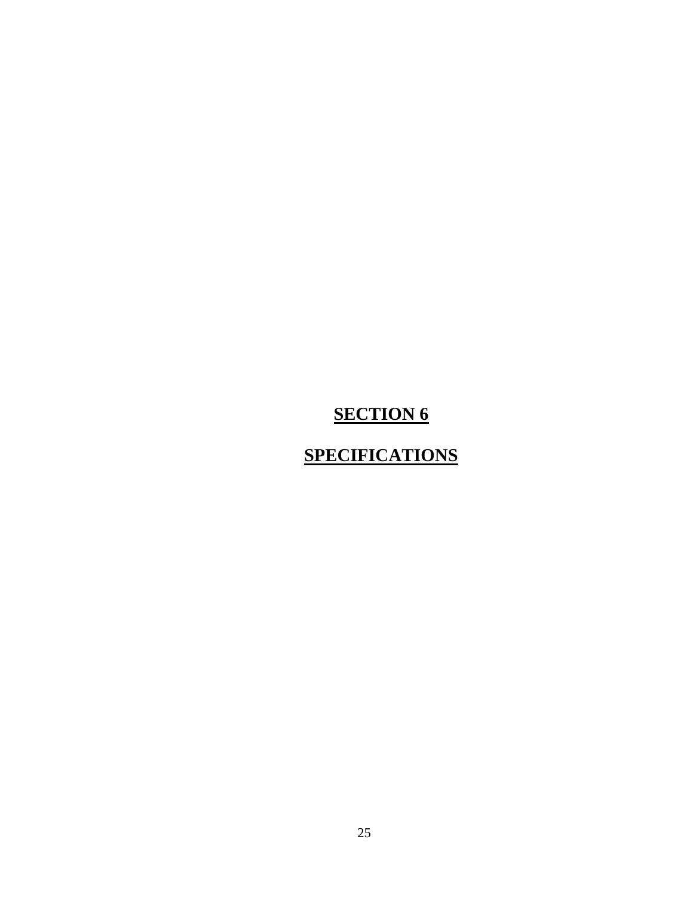# SECTION 6

# SPECIFICATIONS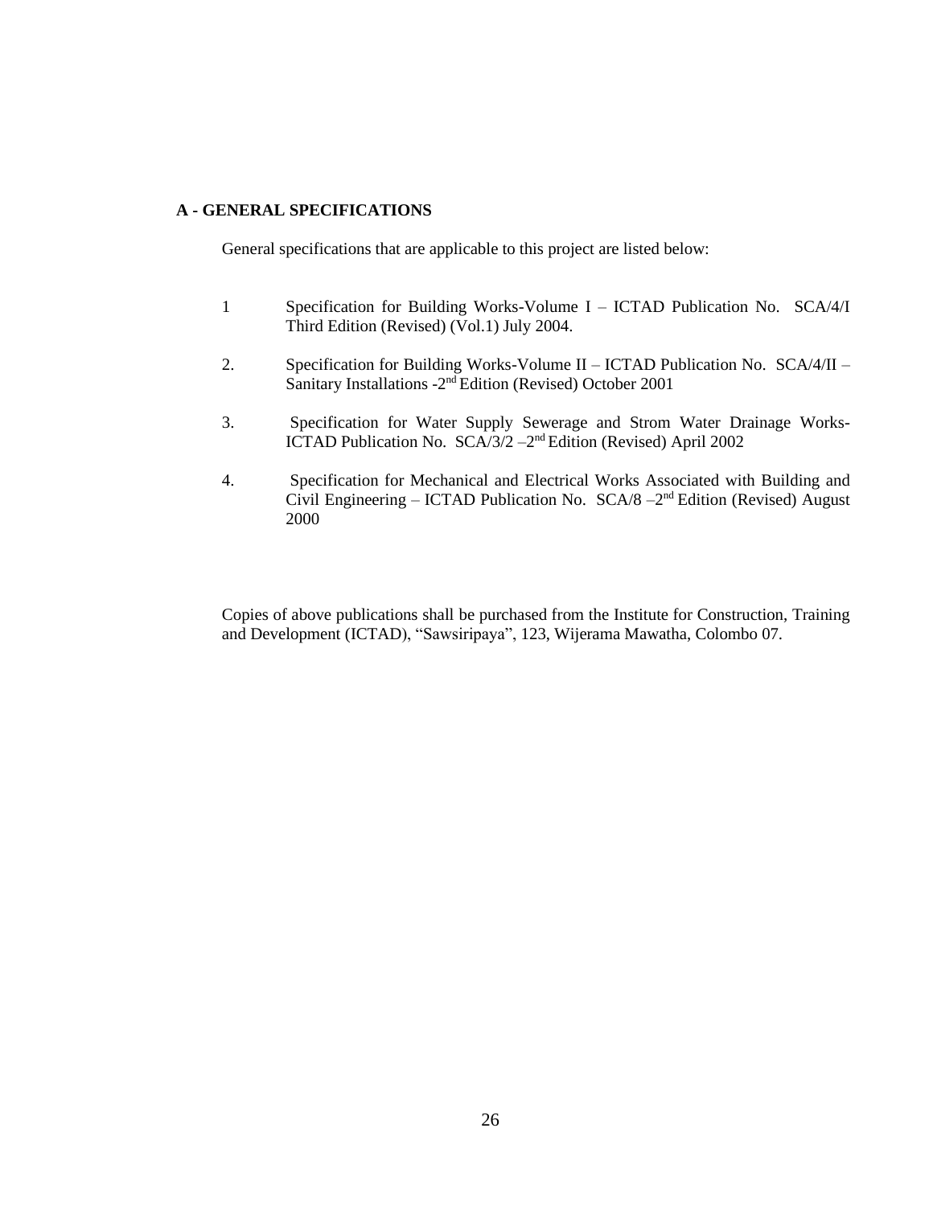## A - GENERAL SPECIFICATIONS

General specifications that are applicable to this project are listed below:

1 Specification for Building Works-Volume I – ICTAD Publication No. SCA/4/I Third Edition (Revised) (Vol.1) July 2004.

2. Specification for Building Works-Volume II – ICTAD Publication No. SCA/4/II – Sanitary Installations -2nd Edition (Revised) October 2001

3. Specification for Water Supply Sewerage and Strom Water Drainage Works-ICTAD Publication No. SCA/3/2 –2nd Edition (Revised) April 2002

4. Specification for Mechanical and Electrical Works Associated with Building and Civil Engineering – ICTAD Publication No. SCA/8 –2nd Edition (Revised) August 2000

Copies of above publications shall be purchased from the Institute for Construction, Training and Development (ICTAD), "Sawsiripaya", 123, Wijerama Mawatha, Colombo 07.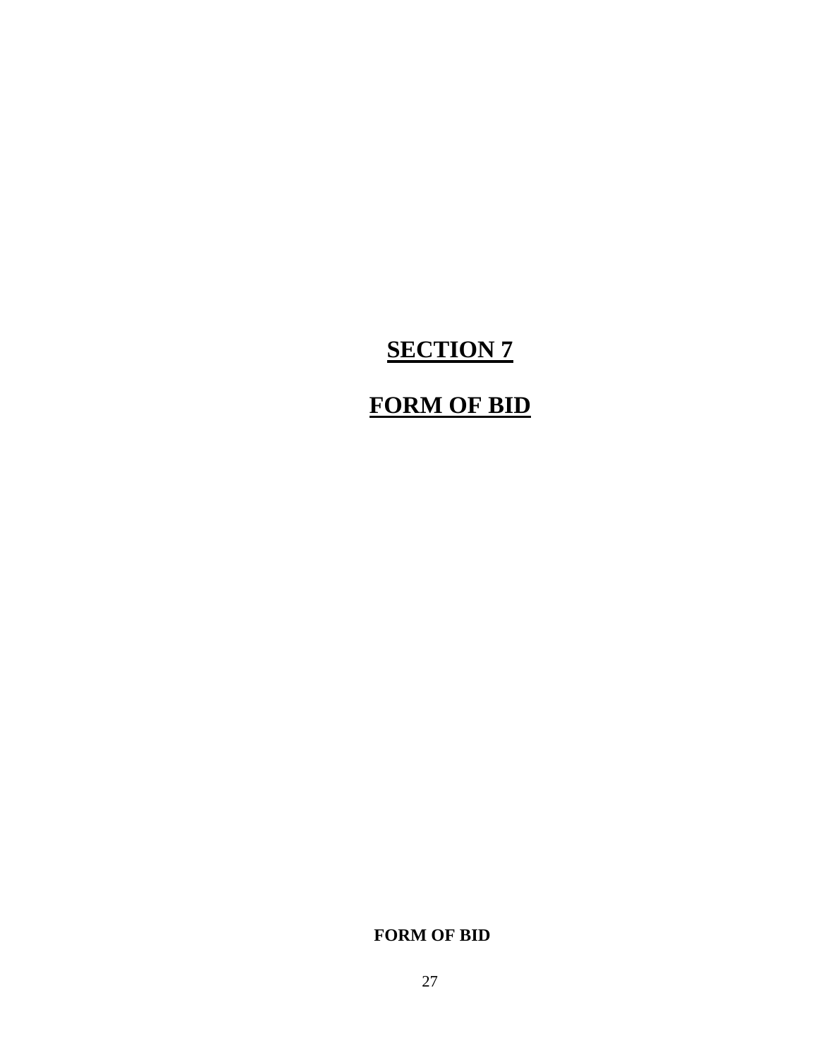# SECTION 7

# FORM OF BID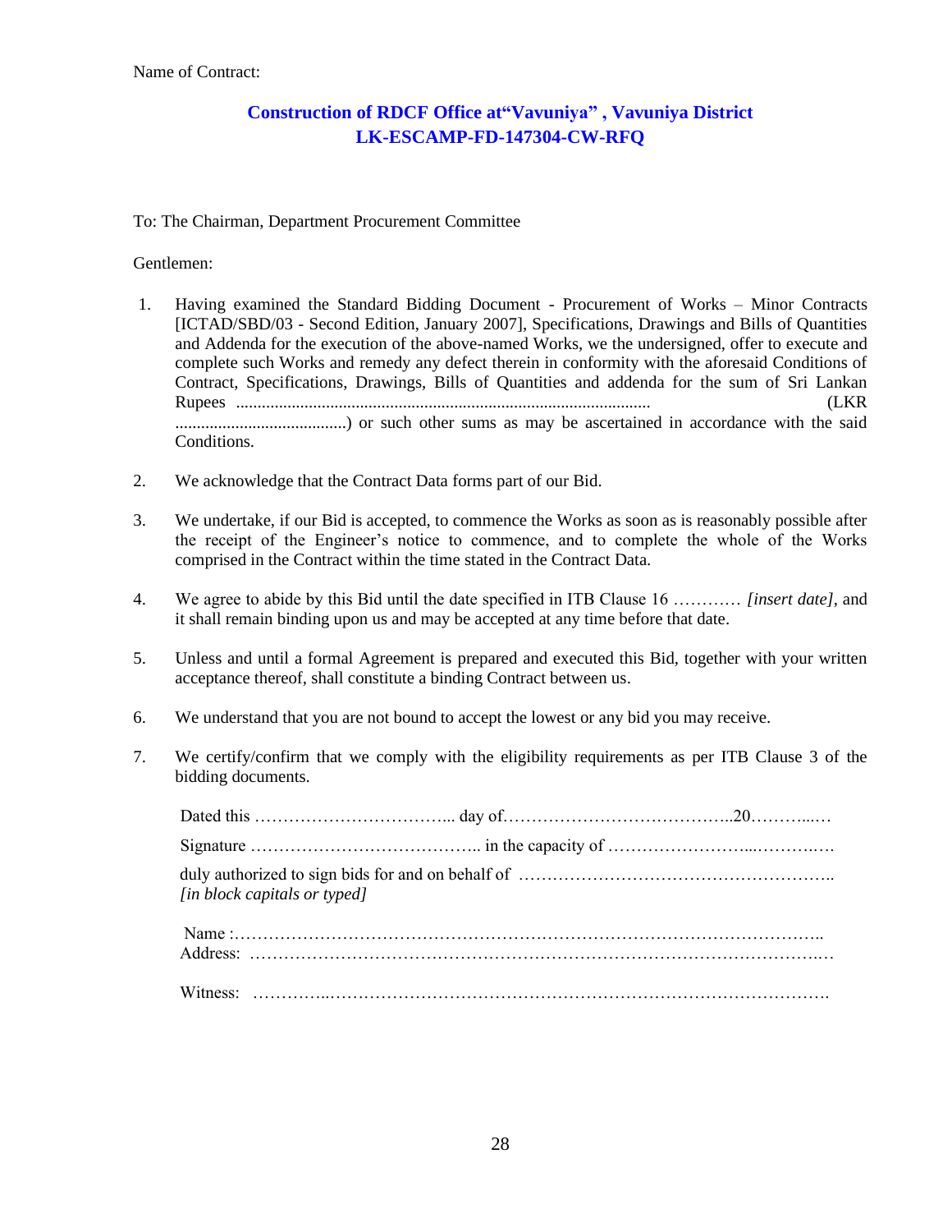Name of Contract:

**Construction of RDCF Office at"Vavuniya" , Vavuniya District**
**LK-ESCAMP-FD-147304-CW-RFQ**

To: The Chairman, Department Procurement Committee

Gentlemen:

1. Having examined the Standard Bidding Document - Procurement of Works – Minor Contracts [ICTAD/SBD/03 - Second Edition, January 2007], Specifications, Drawings and Bills of Quantities and Addenda for the execution of the above-named Works, we the undersigned, offer to execute and complete such Works and remedy any defect therein in conformity with the aforesaid Conditions of Contract, Specifications, Drawings, Bills of Quantities and addenda for the sum of Sri Lankan Rupees ................................................................................................ (LKR ........................................) or such other sums as may be ascertained in accordance with the said Conditions.

2. We acknowledge that the Contract Data forms part of our Bid.

3. We undertake, if our Bid is accepted, to commence the Works as soon as is reasonably possible after the receipt of the Engineer's notice to commence, and to complete the whole of the Works comprised in the Contract within the time stated in the Contract Data.

4. We agree to abide by this Bid until the date specified in ITB Clause 16 ………… *[insert date]*, and it shall remain binding upon us and may be accepted at any time before that date.

5. Unless and until a formal Agreement is prepared and executed this Bid, together with your written acceptance thereof, shall constitute a binding Contract between us.

6. We understand that you are not bound to accept the lowest or any bid you may receive.

7. We certify/confirm that we comply with the eligibility requirements as per ITB Clause 3 of the bidding documents.

Dated this ……………………………... day of…………………………………..20………..…

Signature ………………………………….. in the capacity of ……………………...……….….

duly authorized to sign bids for and on behalf of ……………………………………………..
*[in block capitals or typed]*

Name :………………………………………………………………………………………..
Address: ……………………………………………………………………………………..…

Witness: …………..………………………………………………………………………….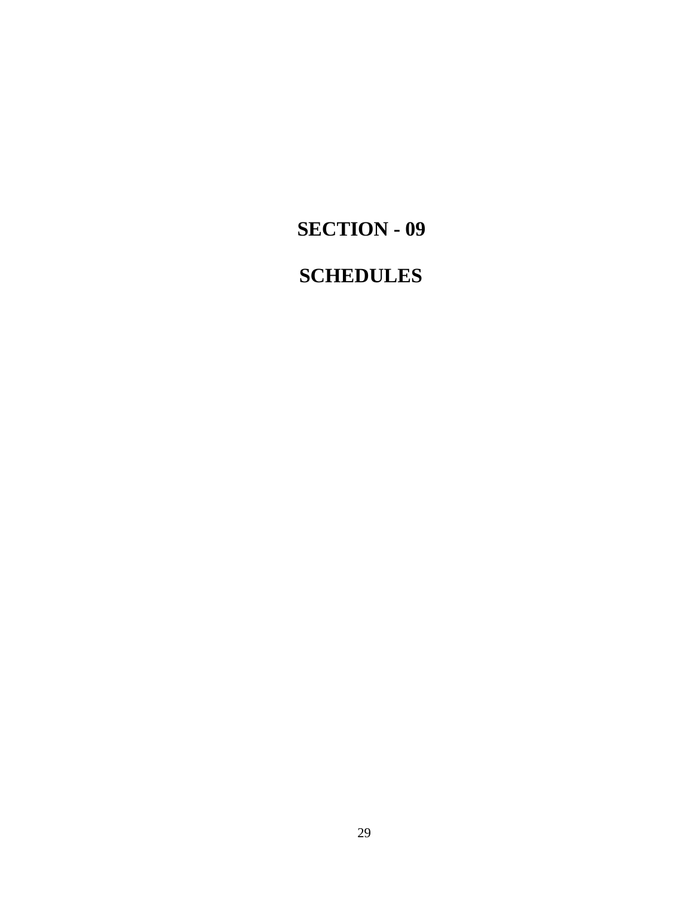# SECTION - 09

# SCHEDULES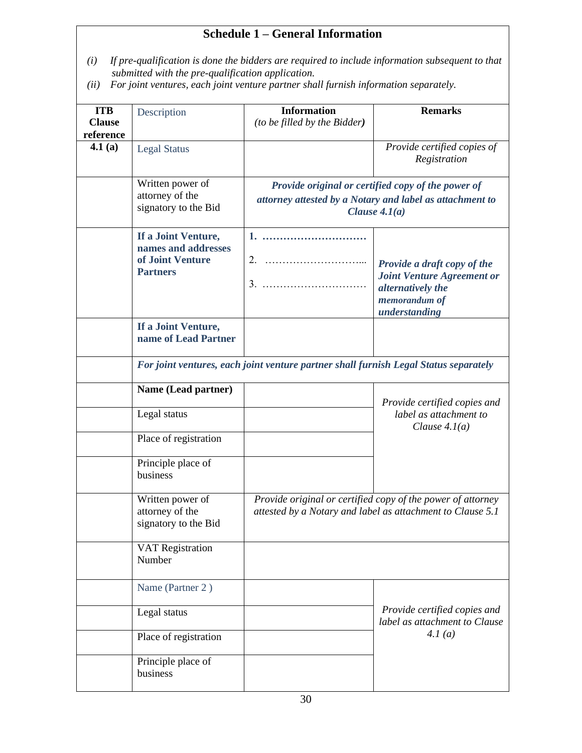## Schedule 1 – General Information

*(i) If pre-qualification is done the bidders are required to include information subsequent to that submitted with the pre-qualification application.*
*(ii) For joint ventures, each joint venture partner shall furnish information separately.*

| ITB Clause reference | Description | Information *(to be filled by the Bidder)* | Remarks |
|---|---|---|---|
| **4.1 (a)** | Legal Status | | *Provide certified copies of Registration* |
| | Written power of attorney of the signatory to the Bid | ***Provide original or certified copy of the power of attorney attested by a Notary and label as attachment to Clause 4.1(a)*** | |
| | **If a Joint Venture, names and addresses of Joint Venture Partners** | 1. ………………………… 2. ………………………... 3. ………………………… | ***Provide a draft copy of the Joint Venture Agreement or alternatively the memorandum of understanding*** |
| | **If a Joint Venture, name of Lead Partner** | | |
| | ***For joint ventures, each joint venture partner shall furnish Legal Status separately*** | | |
| | **Name (Lead partner)** | | *Provide certified copies and label as attachment to Clause 4.1(a)* |
| | Legal status | | |
| | Place of registration | | |
| | Principle place of business | | |
| | Written power of attorney of the signatory to the Bid | *Provide original or certified copy of the power of attorney attested by a Notary and label as attachment to Clause 5.1* | |
| | VAT Registration Number | | |
| | Name (Partner 2 ) | | *Provide certified copies and label as attachment to Clause 4.1 (a)* |
| | Legal status | | |
| | Place of registration | | |
| | Principle place of business | | |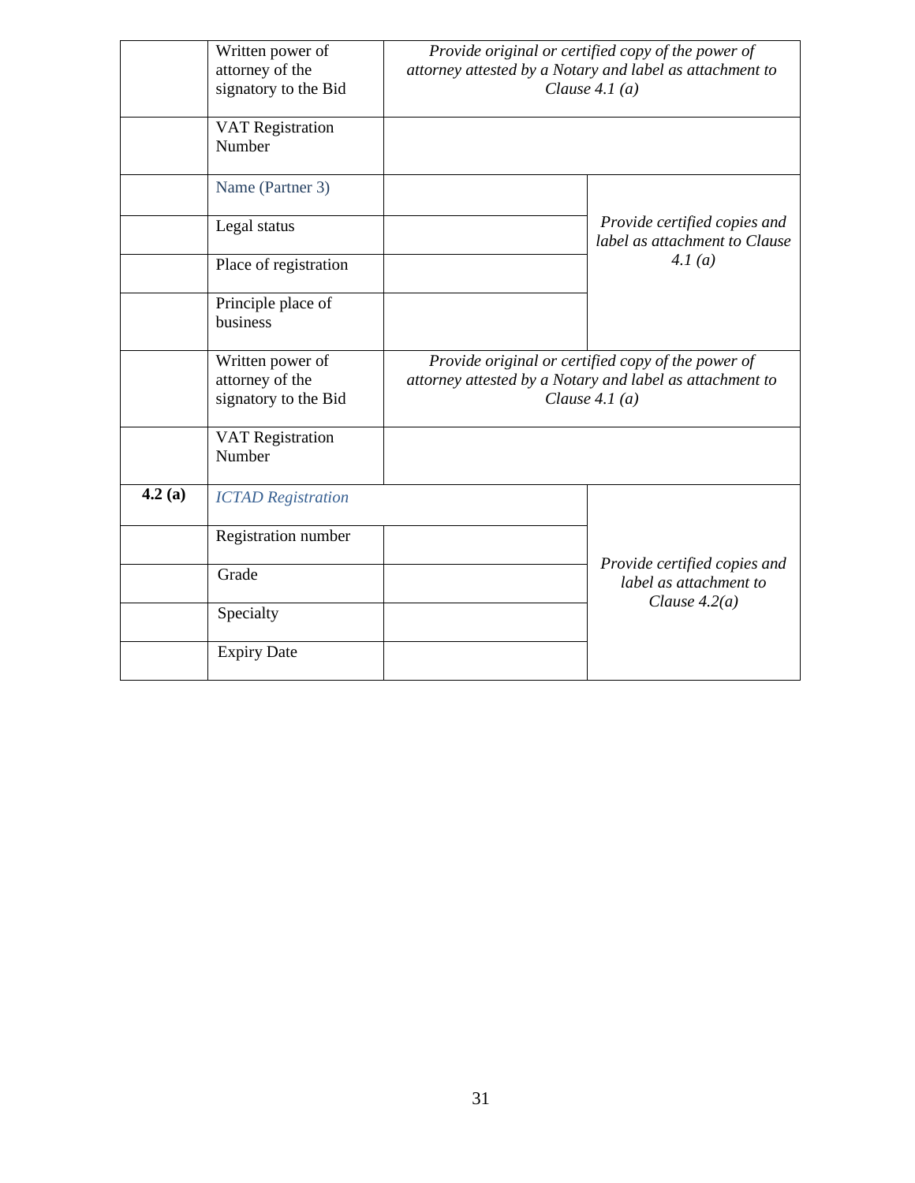| | | | |
|---|---|---|---|
| | Written power of attorney of the signatory to the Bid | *Provide original or certified copy of the power of attorney attested by a Notary and label as attachment to Clause 4.1 (a)* | |
| | VAT Registration Number | | |
| | Name (Partner 3) | | *Provide certified copies and label as attachment to Clause 4.1 (a)* |
| | Legal status | | |
| | Place of registration | | |
| | Principle place of business | | |
| | Written power of attorney of the signatory to the Bid | *Provide original or certified copy of the power of attorney attested by a Notary and label as attachment to Clause 4.1 (a)* | |
| | VAT Registration Number | | |
| **4.2 (a)** | *ICTAD Registration* | | *Provide certified copies and label as attachment to Clause 4.2(a)* |
| | Registration number | | |
| | Grade | | |
| | Specialty | | |
| | Expiry Date | | |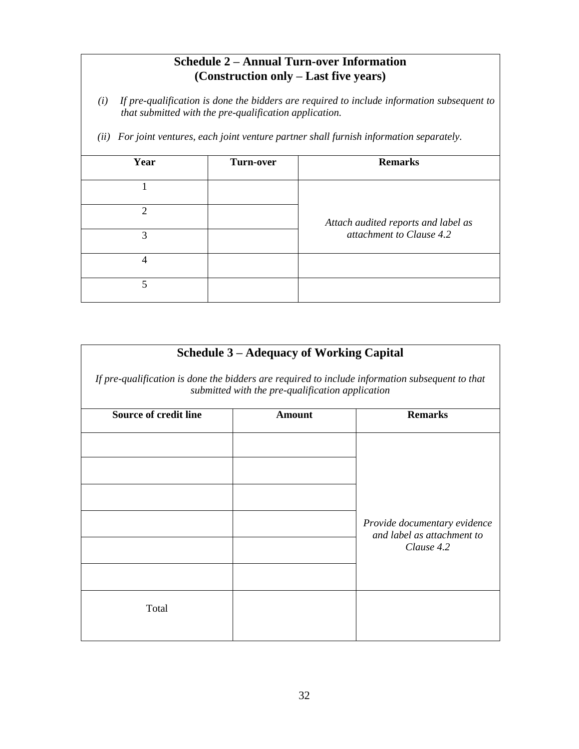## Schedule 2 – Annual Turn-over Information (Construction only – Last five years)

*(i) If pre-qualification is done the bidders are required to include information subsequent to that submitted with the pre-qualification application.*

*(ii) For joint ventures, each joint venture partner shall furnish information separately.*

| Year | Turn-over | Remarks |
|---|---|---|
| 1 | | *Attach audited reports and label as attachment to Clause 4.2* |
| 2 | | |
| 3 | | |
| 4 | | |
| 5 | | |

## Schedule 3 – Adequacy of Working Capital

*If pre-qualification is done the bidders are required to include information subsequent to that submitted with the pre-qualification application*

| Source of credit line | Amount | Remarks |
|---|---|---|
| | | *Provide documentary evidence and label as attachment to Clause 4.2* |
| | | |
| | | |
| | | |
| | | |
| | | |
| Total | | |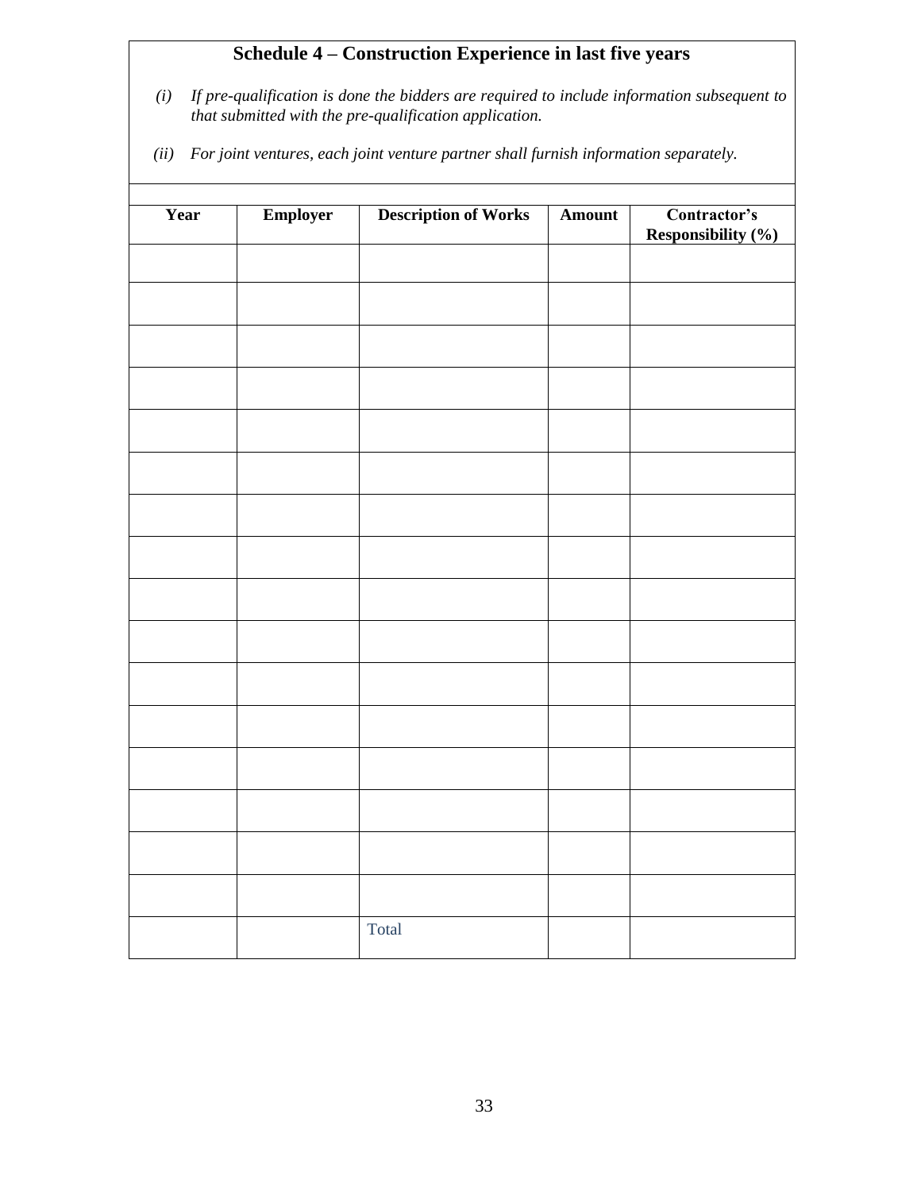## Schedule 4 – Construction Experience in last five years

*(i) If pre-qualification is done the bidders are required to include information subsequent to that submitted with the pre-qualification application.*

*(ii) For joint ventures, each joint venture partner shall furnish information separately.*

| Year | Employer | Description of Works | Amount | Contractor's Responsibility (%) |
|---|---|---|---|---|
| | | | | |
| | | | | |
| | | | | |
| | | | | |
| | | | | |
| | | | | |
| | | | | |
| | | | | |
| | | | | |
| | | | | |
| | | | | |
| | | | | |
| | | | | |
| | | | | |
| | | | | |
| | | | | |
| | | Total | | |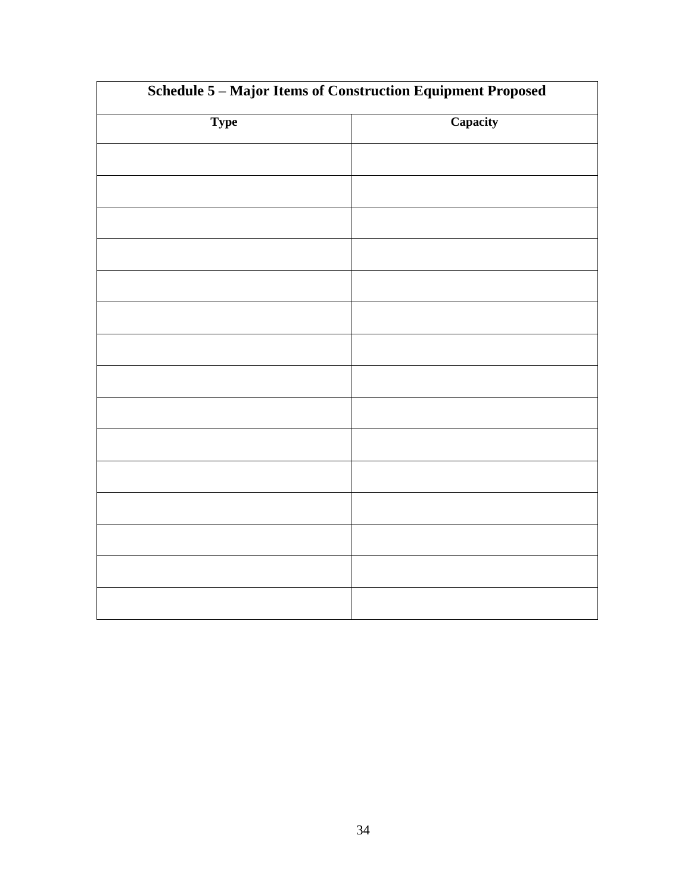| Schedule 5 – Major Items of Construction Equipment Proposed | |
|---|---|
| **Type** | **Capacity** |
| | |
| | |
| | |
| | |
| | |
| | |
| | |
| | |
| | |
| | |
| | |
| | |
| | |
| | |
| | |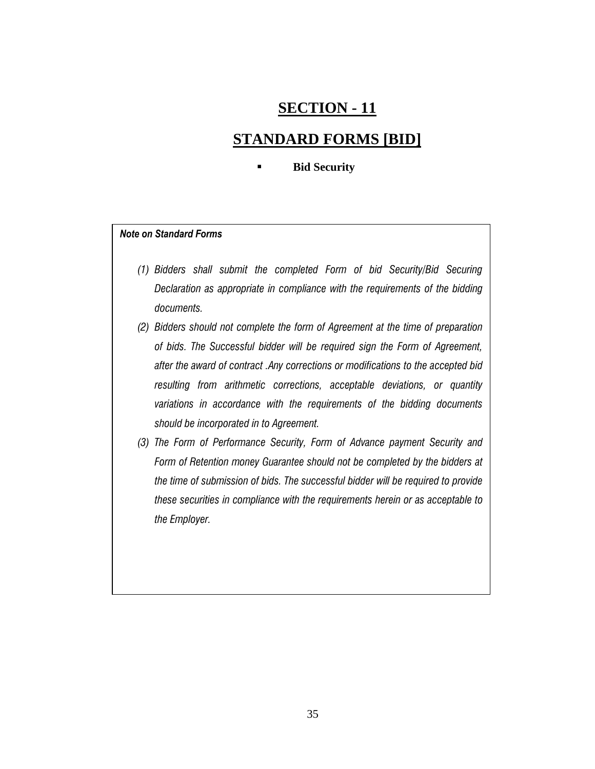# SECTION - 11

# STANDARD FORMS [BID]

- **Bid Security**

***Note on Standard Forms***

*(1) Bidders shall submit the completed Form of bid Security/Bid Securing Declaration as appropriate in compliance with the requirements of the bidding documents.*

*(2) Bidders should not complete the form of Agreement at the time of preparation of bids. The Successful bidder will be required sign the Form of Agreement, after the award of contract .Any corrections or modifications to the accepted bid resulting from arithmetic corrections, acceptable deviations, or quantity variations in accordance with the requirements of the bidding documents should be incorporated in to Agreement.*

*(3) The Form of Performance Security, Form of Advance payment Security and Form of Retention money Guarantee should not be completed by the bidders at the time of submission of bids. The successful bidder will be required to provide these securities in compliance with the requirements herein or as acceptable to the Employer.*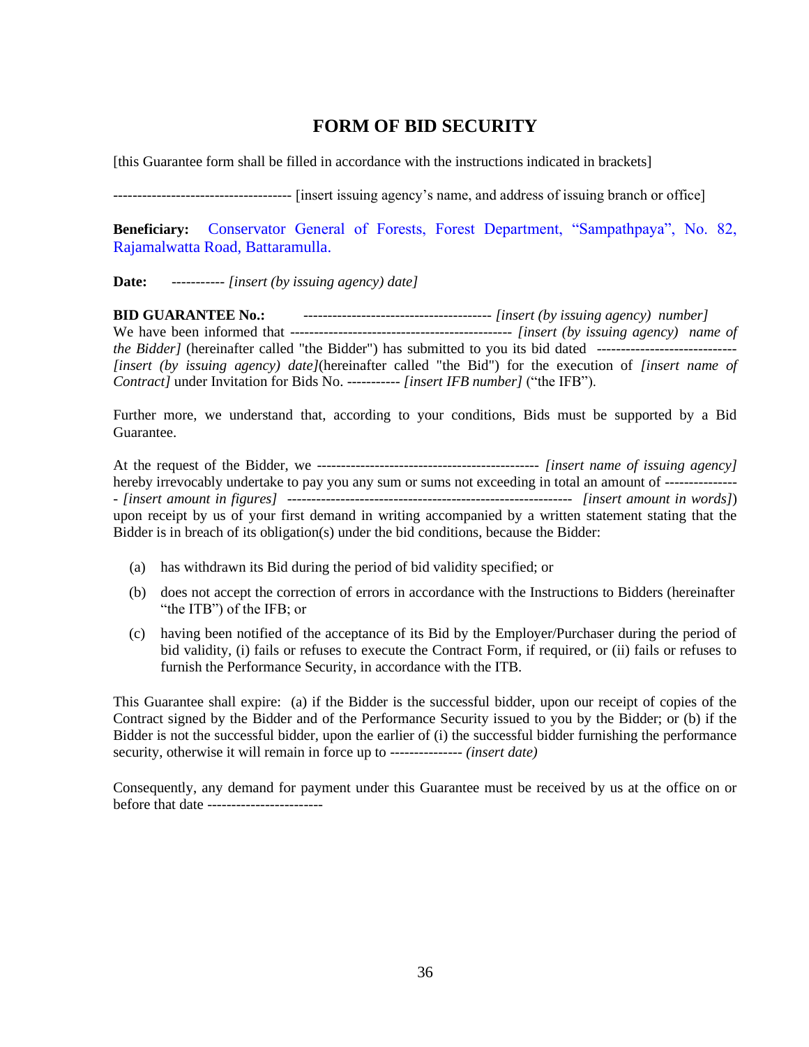# FORM OF BID SECURITY

[this Guarantee form shall be filled in accordance with the instructions indicated in brackets]

------------------------------------ [insert issuing agency's name, and address of issuing branch or office]

**Beneficiary:** Conservator General of Forests, Forest Department, "Sampathpaya", No. 82, Rajamalwatta Road, Battaramulla.

**Date:** ----------- *[insert (by issuing agency) date]*

**BID GUARANTEE No.:** -------------------------------------- *[insert (by issuing agency) number]*
We have been informed that --------------------------------------------- *[insert (by issuing agency) name of the Bidder]* (hereinafter called "the Bidder") has submitted to you its bid dated ---------------------------- *[insert (by issuing agency) date]*(hereinafter called "the Bid") for the execution of *[insert name of Contract]* under Invitation for Bids No. ----------- *[insert IFB number]* ("the IFB").

Further more, we understand that, according to your conditions, Bids must be supported by a Bid Guarantee.

At the request of the Bidder, we --------------------------------------------- *[insert name of issuing agency]* hereby irrevocably undertake to pay you any sum or sums not exceeding in total an amount of --------------- *[insert amount in figures]* ---------------------------------------------------------- *[insert amount in words]*) upon receipt by us of your first demand in writing accompanied by a written statement stating that the Bidder is in breach of its obligation(s) under the bid conditions, because the Bidder:

(a) has withdrawn its Bid during the period of bid validity specified; or

(b) does not accept the correction of errors in accordance with the Instructions to Bidders (hereinafter "the ITB") of the IFB; or

(c) having been notified of the acceptance of its Bid by the Employer/Purchaser during the period of bid validity, (i) fails or refuses to execute the Contract Form, if required, or (ii) fails or refuses to furnish the Performance Security, in accordance with the ITB.

This Guarantee shall expire: (a) if the Bidder is the successful bidder, upon our receipt of copies of the Contract signed by the Bidder and of the Performance Security issued to you by the Bidder; or (b) if the Bidder is not the successful bidder, upon the earlier of (i) the successful bidder furnishing the performance security, otherwise it will remain in force up to -------------- *(insert date)*

Consequently, any demand for payment under this Guarantee must be received by us at the office on or before that date -----------------------